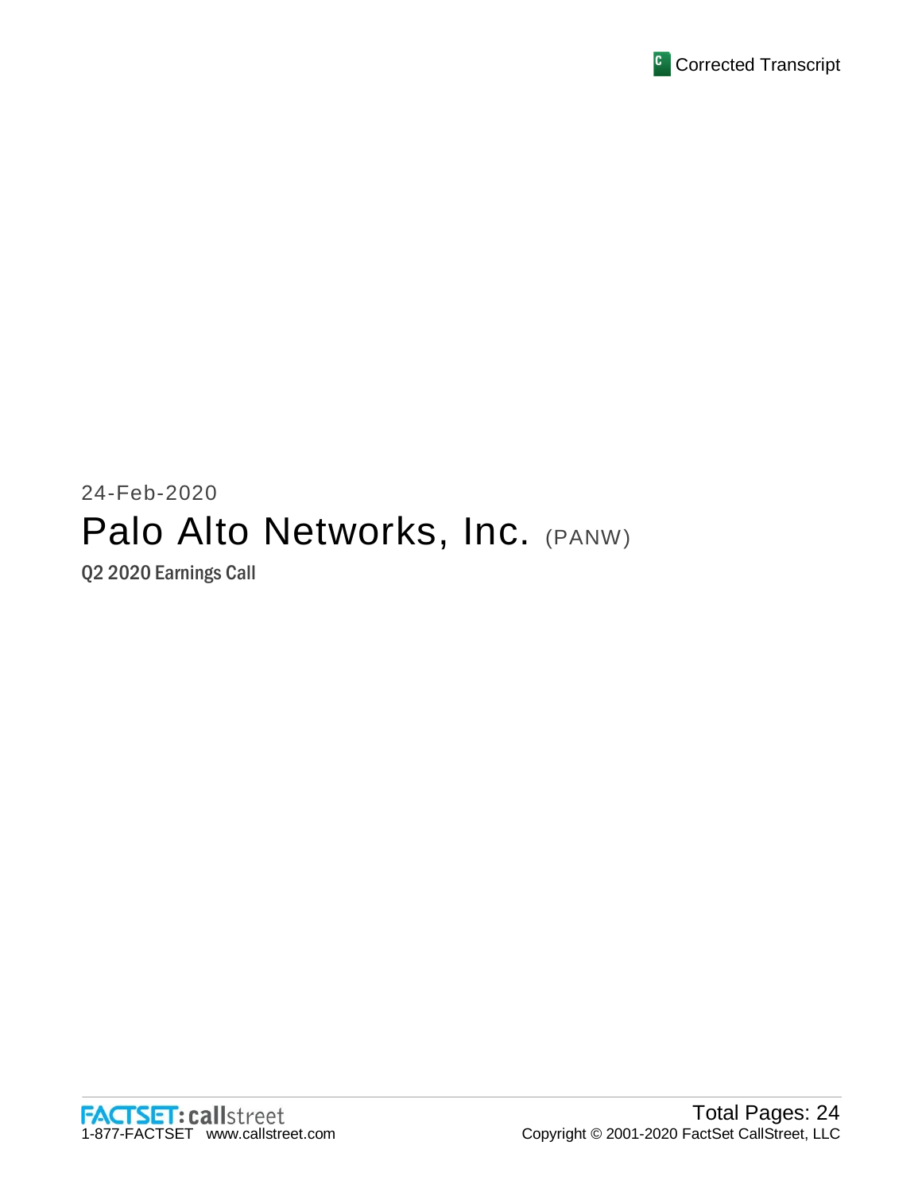Corrected Transcript

24-Feb-2020

# Palo Alto Networks, Inc. (PANW)

## Q2 2020 Earnings Call

FACTSET: callstreet
1-877-FACTSET www.callstreet.com

Total Pages: 24
Copyright © 2001-2020 FactSet CallStreet, LLC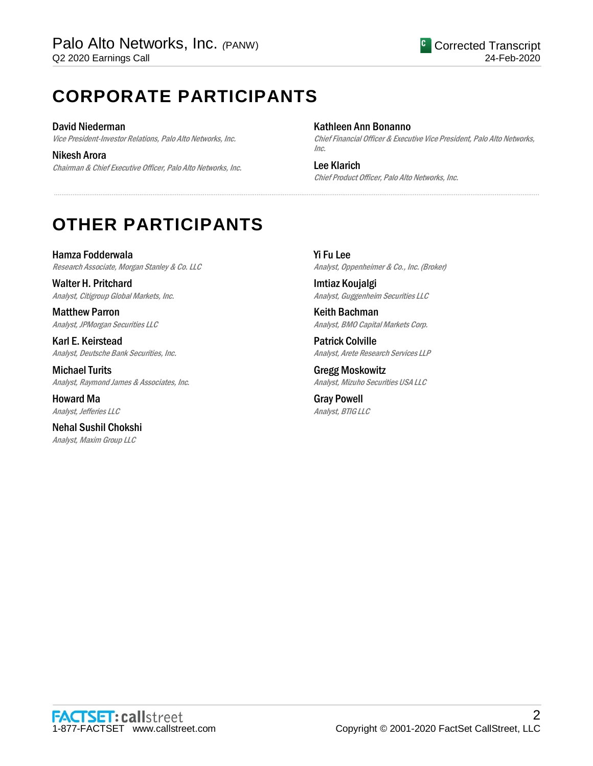# CORPORATE PARTICIPANTS

**David Niederman**
*Vice President-Investor Relations, Palo Alto Networks, Inc.*

**Nikesh Arora**
*Chairman & Chief Executive Officer, Palo Alto Networks, Inc.*

**Kathleen Ann Bonanno**
*Chief Financial Officer & Executive Vice President, Palo Alto Networks, Inc.*

**Lee Klarich**
*Chief Product Officer, Palo Alto Networks, Inc.*

# OTHER PARTICIPANTS

**Hamza Fodderwala**
*Research Associate, Morgan Stanley & Co. LLC*

**Walter H. Pritchard**
*Analyst, Citigroup Global Markets, Inc.*

**Matthew Parron**
*Analyst, JPMorgan Securities LLC*

**Karl E. Keirstead**
*Analyst, Deutsche Bank Securities, Inc.*

**Michael Turits**
*Analyst, Raymond James & Associates, Inc.*

**Howard Ma**
*Analyst, Jefferies LLC*

**Nehal Sushil Chokshi**
*Analyst, Maxim Group LLC*

**Yi Fu Lee**
*Analyst, Oppenheimer & Co., Inc. (Broker)*

**Imtiaz Koujalgi**
*Analyst, Guggenheim Securities LLC*

**Keith Bachman**
*Analyst, BMO Capital Markets Corp.*

**Patrick Colville**
*Analyst, Arete Research Services LLP*

**Gregg Moskowitz**
*Analyst, Mizuho Securities USA LLC*

**Gray Powell**
*Analyst, BTIG LLC*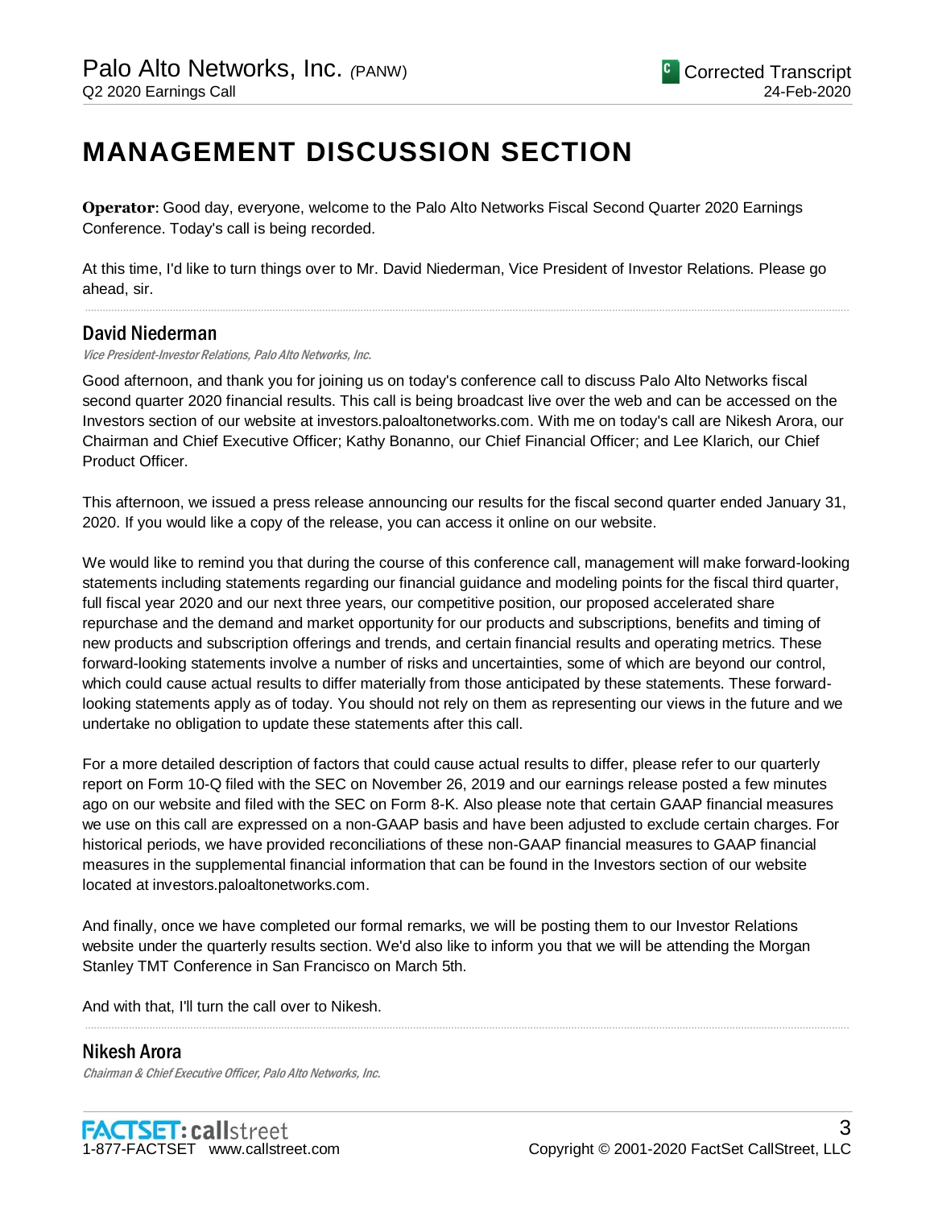# MANAGEMENT DISCUSSION SECTION

**Operator**: Good day, everyone, welcome to the Palo Alto Networks Fiscal Second Quarter 2020 Earnings Conference. Today's call is being recorded.

At this time, I'd like to turn things over to Mr. David Niederman, Vice President of Investor Relations. Please go ahead, sir.

---

## David Niederman

*Vice President-Investor Relations, Palo Alto Networks, Inc.*

Good afternoon, and thank you for joining us on today's conference call to discuss Palo Alto Networks fiscal second quarter 2020 financial results. This call is being broadcast live over the web and can be accessed on the Investors section of our website at investors.paloaltonetworks.com. With me on today's call are Nikesh Arora, our Chairman and Chief Executive Officer; Kathy Bonanno, our Chief Financial Officer; and Lee Klarich, our Chief Product Officer.

This afternoon, we issued a press release announcing our results for the fiscal second quarter ended January 31, 2020. If you would like a copy of the release, you can access it online on our website.

We would like to remind you that during the course of this conference call, management will make forward-looking statements including statements regarding our financial guidance and modeling points for the fiscal third quarter, full fiscal year 2020 and our next three years, our competitive position, our proposed accelerated share repurchase and the demand and market opportunity for our products and subscriptions, benefits and timing of new products and subscription offerings and trends, and certain financial results and operating metrics. These forward-looking statements involve a number of risks and uncertainties, some of which are beyond our control, which could cause actual results to differ materially from those anticipated by these statements. These forward-looking statements apply as of today. You should not rely on them as representing our views in the future and we undertake no obligation to update these statements after this call.

For a more detailed description of factors that could cause actual results to differ, please refer to our quarterly report on Form 10-Q filed with the SEC on November 26, 2019 and our earnings release posted a few minutes ago on our website and filed with the SEC on Form 8-K. Also please note that certain GAAP financial measures we use on this call are expressed on a non-GAAP basis and have been adjusted to exclude certain charges. For historical periods, we have provided reconciliations of these non-GAAP financial measures to GAAP financial measures in the supplemental financial information that can be found in the Investors section of our website located at investors.paloaltonetworks.com.

And finally, once we have completed our formal remarks, we will be posting them to our Investor Relations website under the quarterly results section. We'd also like to inform you that we will be attending the Morgan Stanley TMT Conference in San Francisco on March 5th.

And with that, I'll turn the call over to Nikesh.

---

## Nikesh Arora

*Chairman & Chief Executive Officer, Palo Alto Networks, Inc.*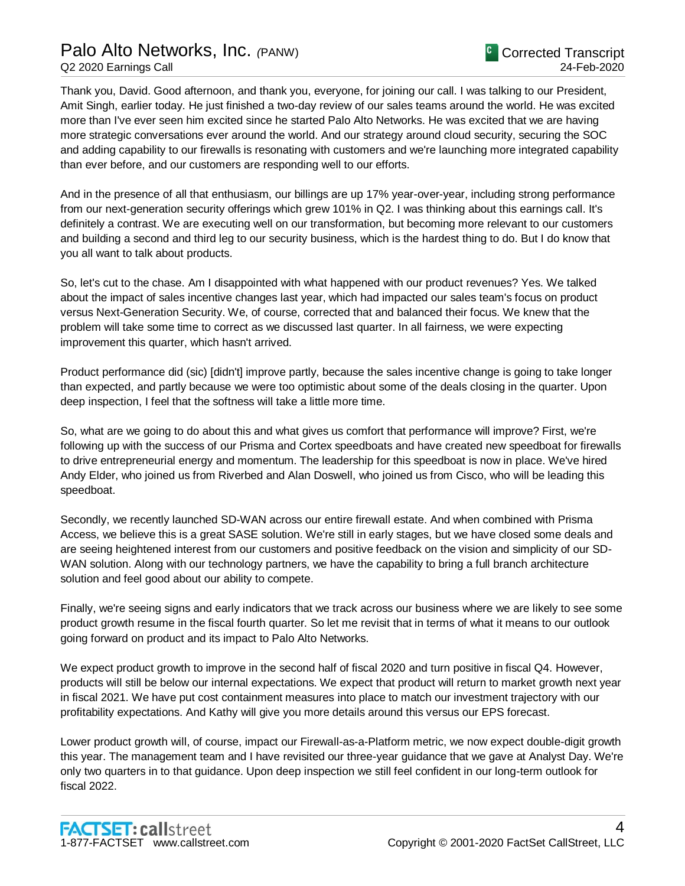Thank you, David. Good afternoon, and thank you, everyone, for joining our call. I was talking to our President, Amit Singh, earlier today. He just finished a two-day review of our sales teams around the world. He was excited more than I've ever seen him excited since he started Palo Alto Networks. He was excited that we are having more strategic conversations ever around the world. And our strategy around cloud security, securing the SOC and adding capability to our firewalls is resonating with customers and we're launching more integrated capability than ever before, and our customers are responding well to our efforts.

And in the presence of all that enthusiasm, our billings are up 17% year-over-year, including strong performance from our next-generation security offerings which grew 101% in Q2. I was thinking about this earnings call. It's definitely a contrast. We are executing well on our transformation, but becoming more relevant to our customers and building a second and third leg to our security business, which is the hardest thing to do. But I do know that you all want to talk about products.

So, let's cut to the chase. Am I disappointed with what happened with our product revenues? Yes. We talked about the impact of sales incentive changes last year, which had impacted our sales team's focus on product versus Next-Generation Security. We, of course, corrected that and balanced their focus. We knew that the problem will take some time to correct as we discussed last quarter. In all fairness, we were expecting improvement this quarter, which hasn't arrived.

Product performance did (sic) [didn't] improve partly, because the sales incentive change is going to take longer than expected, and partly because we were too optimistic about some of the deals closing in the quarter. Upon deep inspection, I feel that the softness will take a little more time.

So, what are we going to do about this and what gives us comfort that performance will improve? First, we're following up with the success of our Prisma and Cortex speedboats and have created new speedboat for firewalls to drive entrepreneurial energy and momentum. The leadership for this speedboat is now in place. We've hired Andy Elder, who joined us from Riverbed and Alan Doswell, who joined us from Cisco, who will be leading this speedboat.

Secondly, we recently launched SD-WAN across our entire firewall estate. And when combined with Prisma Access, we believe this is a great SASE solution. We're still in early stages, but we have closed some deals and are seeing heightened interest from our customers and positive feedback on the vision and simplicity of our SD-WAN solution. Along with our technology partners, we have the capability to bring a full branch architecture solution and feel good about our ability to compete.

Finally, we're seeing signs and early indicators that we track across our business where we are likely to see some product growth resume in the fiscal fourth quarter. So let me revisit that in terms of what it means to our outlook going forward on product and its impact to Palo Alto Networks.

We expect product growth to improve in the second half of fiscal 2020 and turn positive in fiscal Q4. However, products will still be below our internal expectations. We expect that product will return to market growth next year in fiscal 2021. We have put cost containment measures into place to match our investment trajectory with our profitability expectations. And Kathy will give you more details around this versus our EPS forecast.

Lower product growth will, of course, impact our Firewall-as-a-Platform metric, we now expect double-digit growth this year. The management team and I have revisited our three-year guidance that we gave at Analyst Day. We're only two quarters in to that guidance. Upon deep inspection we still feel confident in our long-term outlook for fiscal 2022.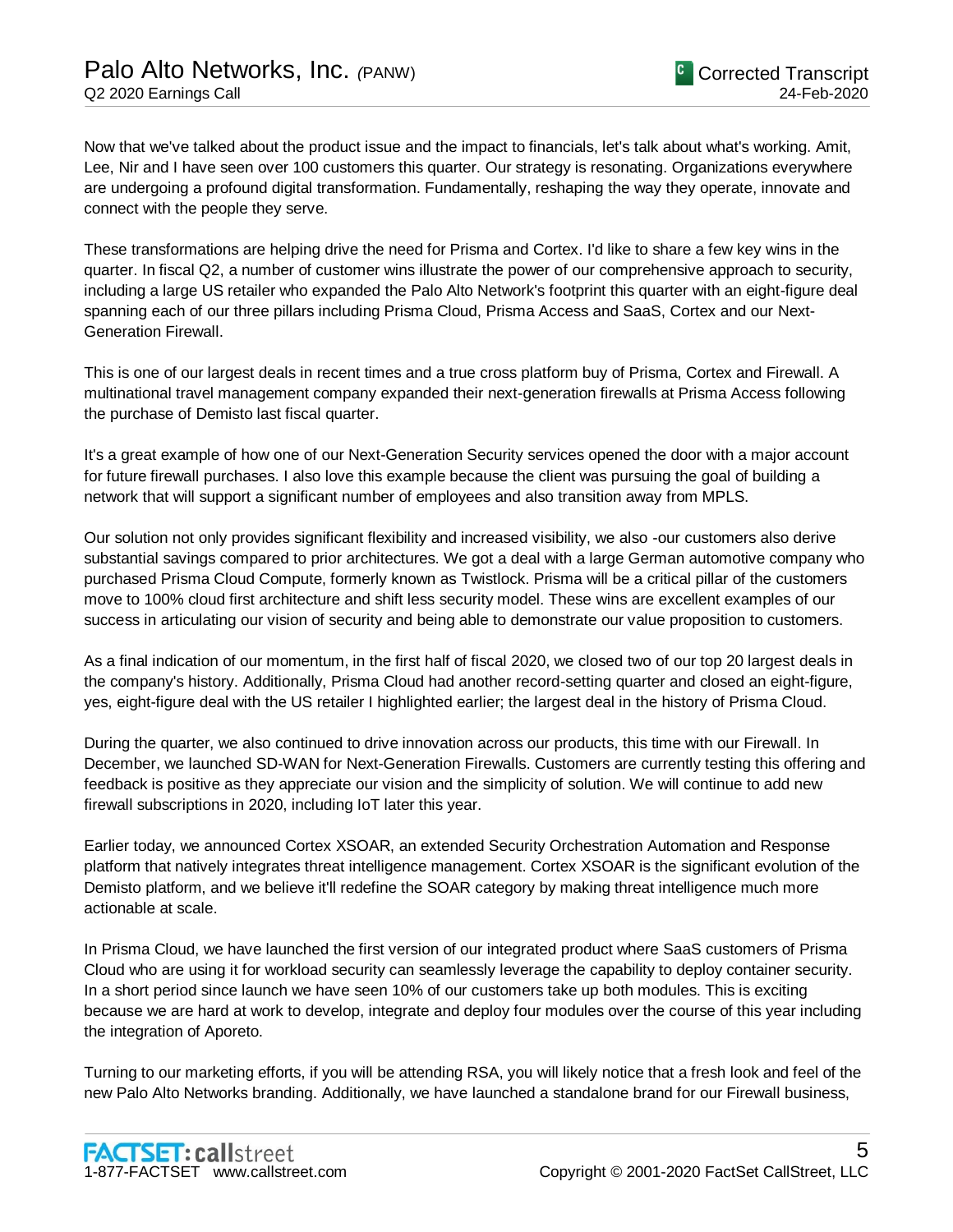Now that we've talked about the product issue and the impact to financials, let's talk about what's working. Amit, Lee, Nir and I have seen over 100 customers this quarter. Our strategy is resonating. Organizations everywhere are undergoing a profound digital transformation. Fundamentally, reshaping the way they operate, innovate and connect with the people they serve.

These transformations are helping drive the need for Prisma and Cortex. I'd like to share a few key wins in the quarter. In fiscal Q2, a number of customer wins illustrate the power of our comprehensive approach to security, including a large US retailer who expanded the Palo Alto Network's footprint this quarter with an eight-figure deal spanning each of our three pillars including Prisma Cloud, Prisma Access and SaaS, Cortex and our Next-Generation Firewall.

This is one of our largest deals in recent times and a true cross platform buy of Prisma, Cortex and Firewall. A multinational travel management company expanded their next-generation firewalls at Prisma Access following the purchase of Demisto last fiscal quarter.

It's a great example of how one of our Next-Generation Security services opened the door with a major account for future firewall purchases. I also love this example because the client was pursuing the goal of building a network that will support a significant number of employees and also transition away from MPLS.

Our solution not only provides significant flexibility and increased visibility, we also -our customers also derive substantial savings compared to prior architectures. We got a deal with a large German automotive company who purchased Prisma Cloud Compute, formerly known as Twistlock. Prisma will be a critical pillar of the customers move to 100% cloud first architecture and shift less security model. These wins are excellent examples of our success in articulating our vision of security and being able to demonstrate our value proposition to customers.

As a final indication of our momentum, in the first half of fiscal 2020, we closed two of our top 20 largest deals in the company's history. Additionally, Prisma Cloud had another record-setting quarter and closed an eight-figure, yes, eight-figure deal with the US retailer I highlighted earlier; the largest deal in the history of Prisma Cloud.

During the quarter, we also continued to drive innovation across our products, this time with our Firewall. In December, we launched SD-WAN for Next-Generation Firewalls. Customers are currently testing this offering and feedback is positive as they appreciate our vision and the simplicity of solution. We will continue to add new firewall subscriptions in 2020, including IoT later this year.

Earlier today, we announced Cortex XSOAR, an extended Security Orchestration Automation and Response platform that natively integrates threat intelligence management. Cortex XSOAR is the significant evolution of the Demisto platform, and we believe it'll redefine the SOAR category by making threat intelligence much more actionable at scale.

In Prisma Cloud, we have launched the first version of our integrated product where SaaS customers of Prisma Cloud who are using it for workload security can seamlessly leverage the capability to deploy container security. In a short period since launch we have seen 10% of our customers take up both modules. This is exciting because we are hard at work to develop, integrate and deploy four modules over the course of this year including the integration of Aporeto.

Turning to our marketing efforts, if you will be attending RSA, you will likely notice that a fresh look and feel of the new Palo Alto Networks branding. Additionally, we have launched a standalone brand for our Firewall business,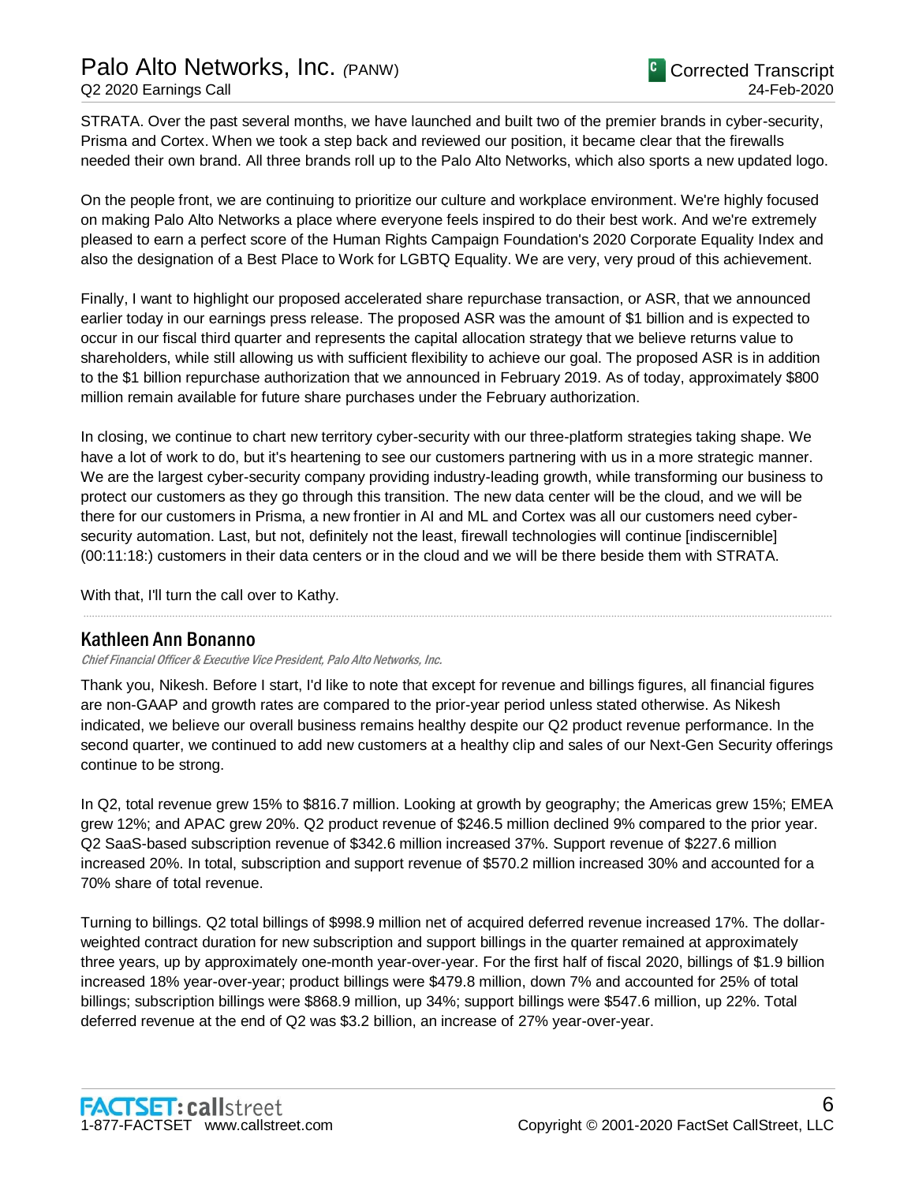STRATA. Over the past several months, we have launched and built two of the premier brands in cyber-security, Prisma and Cortex. When we took a step back and reviewed our position, it became clear that the firewalls needed their own brand. All three brands roll up to the Palo Alto Networks, which also sports a new updated logo.

On the people front, we are continuing to prioritize our culture and workplace environment. We're highly focused on making Palo Alto Networks a place where everyone feels inspired to do their best work. And we're extremely pleased to earn a perfect score of the Human Rights Campaign Foundation's 2020 Corporate Equality Index and also the designation of a Best Place to Work for LGBTQ Equality. We are very, very proud of this achievement.

Finally, I want to highlight our proposed accelerated share repurchase transaction, or ASR, that we announced earlier today in our earnings press release. The proposed ASR was the amount of $1 billion and is expected to occur in our fiscal third quarter and represents the capital allocation strategy that we believe returns value to shareholders, while still allowing us with sufficient flexibility to achieve our goal. The proposed ASR is in addition to the $1 billion repurchase authorization that we announced in February 2019. As of today, approximately $800 million remain available for future share purchases under the February authorization.

In closing, we continue to chart new territory cyber-security with our three-platform strategies taking shape. We have a lot of work to do, but it's heartening to see our customers partnering with us in a more strategic manner. We are the largest cyber-security company providing industry-leading growth, while transforming our business to protect our customers as they go through this transition. The new data center will be the cloud, and we will be there for our customers in Prisma, a new frontier in AI and ML and Cortex was all our customers need cyber-security automation. Last, but not, definitely not the least, firewall technologies will continue [indiscernible] (00:11:18:) customers in their data centers or in the cloud and we will be there beside them with STRATA.

With that, I'll turn the call over to Kathy.

## Kathleen Ann Bonanno

*Chief Financial Officer & Executive Vice President, Palo Alto Networks, Inc.*

Thank you, Nikesh. Before I start, I'd like to note that except for revenue and billings figures, all financial figures are non-GAAP and growth rates are compared to the prior-year period unless stated otherwise. As Nikesh indicated, we believe our overall business remains healthy despite our Q2 product revenue performance. In the second quarter, we continued to add new customers at a healthy clip and sales of our Next-Gen Security offerings continue to be strong.

In Q2, total revenue grew 15% to $816.7 million. Looking at growth by geography; the Americas grew 15%; EMEA grew 12%; and APAC grew 20%. Q2 product revenue of $246.5 million declined 9% compared to the prior year. Q2 SaaS-based subscription revenue of $342.6 million increased 37%. Support revenue of $227.6 million increased 20%. In total, subscription and support revenue of $570.2 million increased 30% and accounted for a 70% share of total revenue.

Turning to billings. Q2 total billings of $998.9 million net of acquired deferred revenue increased 17%. The dollar-weighted contract duration for new subscription and support billings in the quarter remained at approximately three years, up by approximately one-month year-over-year. For the first half of fiscal 2020, billings of $1.9 billion increased 18% year-over-year; product billings were $479.8 million, down 7% and accounted for 25% of total billings; subscription billings were $868.9 million, up 34%; support billings were $547.6 million, up 22%. Total deferred revenue at the end of Q2 was $3.2 billion, an increase of 27% year-over-year.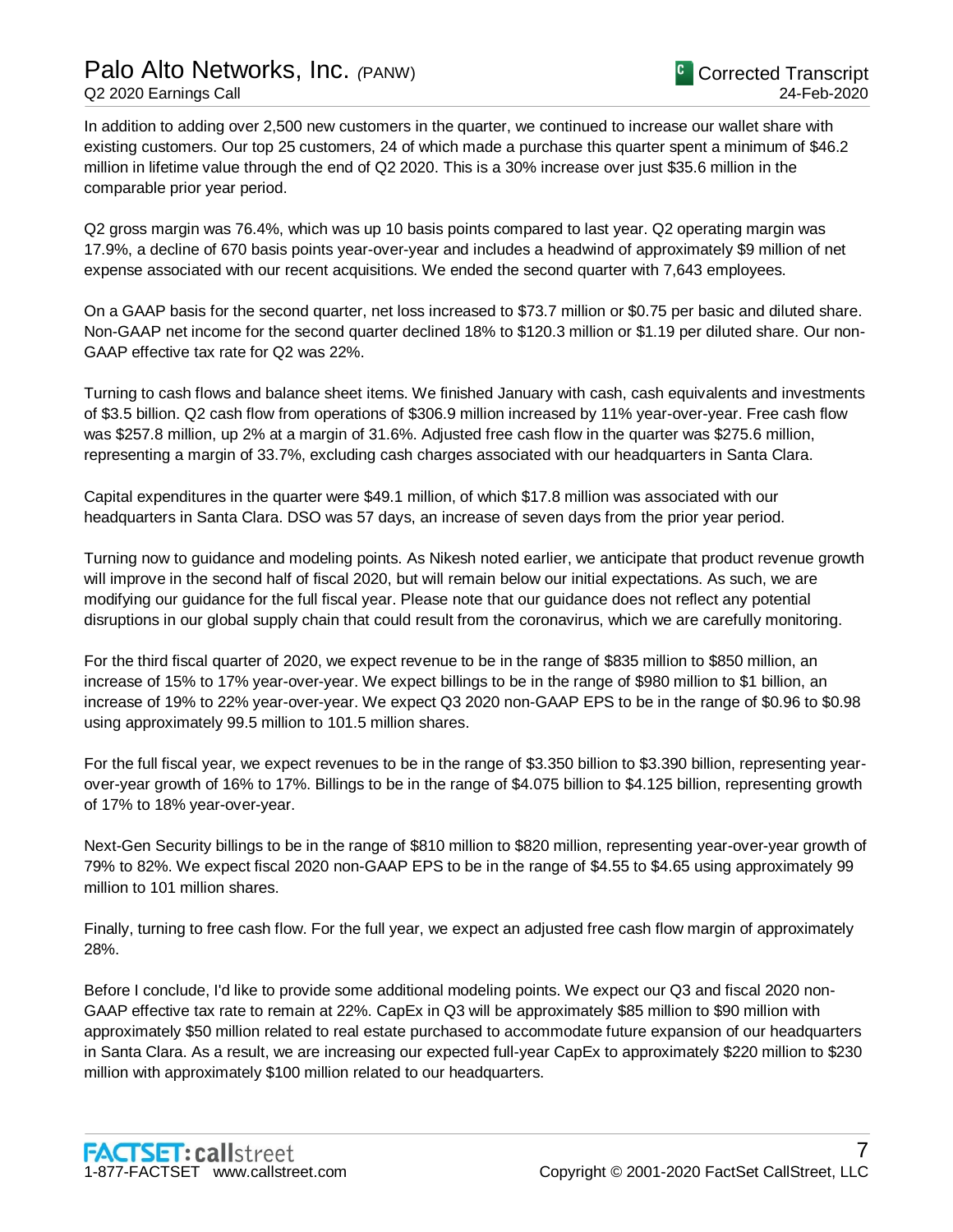In addition to adding over 2,500 new customers in the quarter, we continued to increase our wallet share with existing customers. Our top 25 customers, 24 of which made a purchase this quarter spent a minimum of $46.2 million in lifetime value through the end of Q2 2020. This is a 30% increase over just $35.6 million in the comparable prior year period.

Q2 gross margin was 76.4%, which was up 10 basis points compared to last year. Q2 operating margin was 17.9%, a decline of 670 basis points year-over-year and includes a headwind of approximately $9 million of net expense associated with our recent acquisitions. We ended the second quarter with 7,643 employees.

On a GAAP basis for the second quarter, net loss increased to $73.7 million or $0.75 per basic and diluted share. Non-GAAP net income for the second quarter declined 18% to $120.3 million or $1.19 per diluted share. Our non-GAAP effective tax rate for Q2 was 22%.

Turning to cash flows and balance sheet items. We finished January with cash, cash equivalents and investments of $3.5 billion. Q2 cash flow from operations of $306.9 million increased by 11% year-over-year. Free cash flow was $257.8 million, up 2% at a margin of 31.6%. Adjusted free cash flow in the quarter was $275.6 million, representing a margin of 33.7%, excluding cash charges associated with our headquarters in Santa Clara.

Capital expenditures in the quarter were $49.1 million, of which $17.8 million was associated with our headquarters in Santa Clara. DSO was 57 days, an increase of seven days from the prior year period.

Turning now to guidance and modeling points. As Nikesh noted earlier, we anticipate that product revenue growth will improve in the second half of fiscal 2020, but will remain below our initial expectations. As such, we are modifying our guidance for the full fiscal year. Please note that our guidance does not reflect any potential disruptions in our global supply chain that could result from the coronavirus, which we are carefully monitoring.

For the third fiscal quarter of 2020, we expect revenue to be in the range of $835 million to $850 million, an increase of 15% to 17% year-over-year. We expect billings to be in the range of $980 million to $1 billion, an increase of 19% to 22% year-over-year. We expect Q3 2020 non-GAAP EPS to be in the range of $0.96 to $0.98 using approximately 99.5 million to 101.5 million shares.

For the full fiscal year, we expect revenues to be in the range of $3.350 billion to $3.390 billion, representing year-over-year growth of 16% to 17%. Billings to be in the range of $4.075 billion to $4.125 billion, representing growth of 17% to 18% year-over-year.

Next-Gen Security billings to be in the range of $810 million to $820 million, representing year-over-year growth of 79% to 82%. We expect fiscal 2020 non-GAAP EPS to be in the range of $4.55 to $4.65 using approximately 99 million to 101 million shares.

Finally, turning to free cash flow. For the full year, we expect an adjusted free cash flow margin of approximately 28%.

Before I conclude, I'd like to provide some additional modeling points. We expect our Q3 and fiscal 2020 non-GAAP effective tax rate to remain at 22%. CapEx in Q3 will be approximately $85 million to $90 million with approximately $50 million related to real estate purchased to accommodate future expansion of our headquarters in Santa Clara. As a result, we are increasing our expected full-year CapEx to approximately $220 million to $230 million with approximately $100 million related to our headquarters.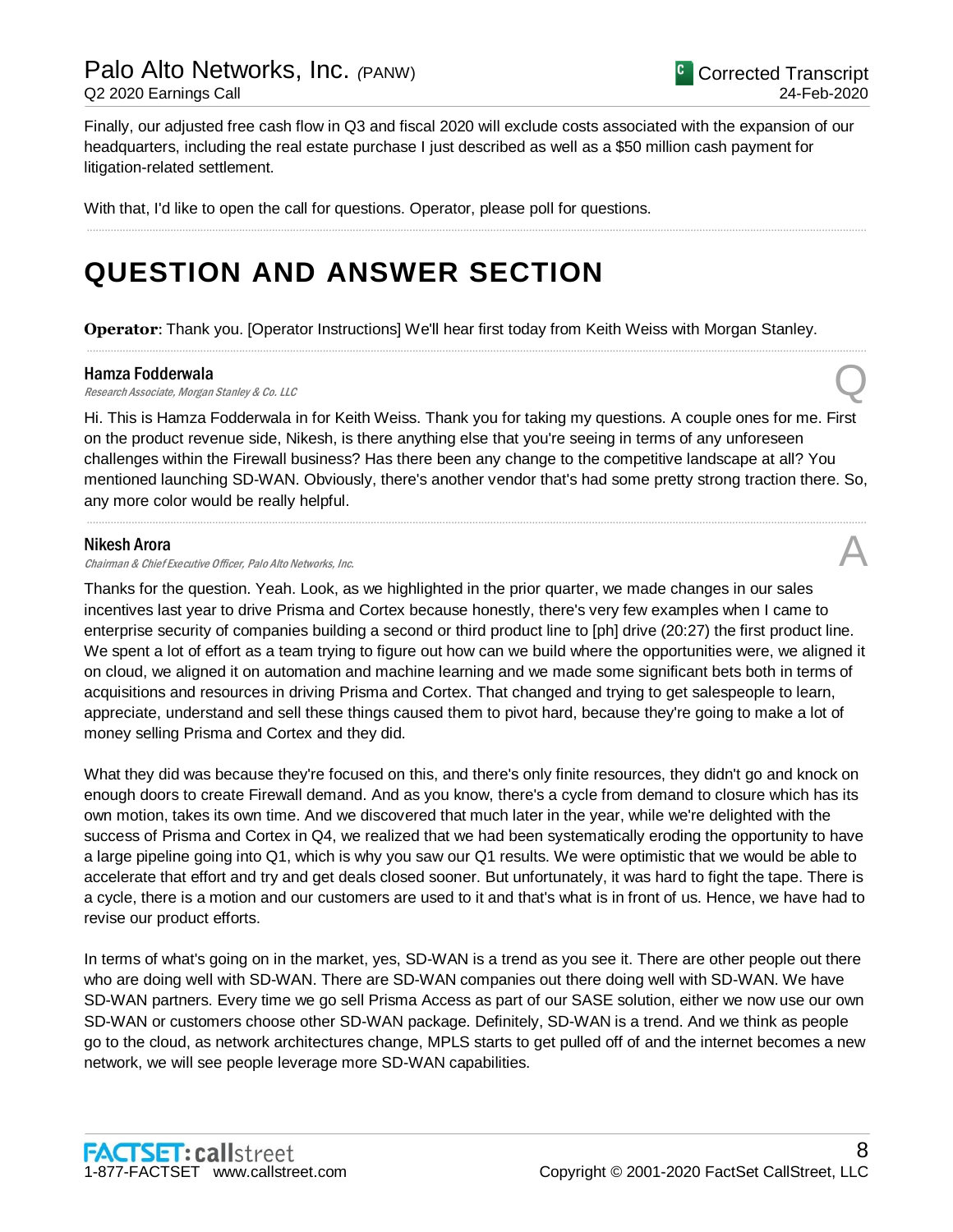Finally, our adjusted free cash flow in Q3 and fiscal 2020 will exclude costs associated with the expansion of our headquarters, including the real estate purchase I just described as well as a $50 million cash payment for litigation-related settlement.

With that, I'd like to open the call for questions. Operator, please poll for questions.

# QUESTION AND ANSWER SECTION

**Operator**: Thank you. [Operator Instructions] We'll hear first today from Keith Weiss with Morgan Stanley.

**Hamza Fodderwala**
*Research Associate, Morgan Stanley & Co. LLC*

Q

Hi. This is Hamza Fodderwala in for Keith Weiss. Thank you for taking my questions. A couple ones for me. First on the product revenue side, Nikesh, is there anything else that you're seeing in terms of any unforeseen challenges within the Firewall business? Has there been any change to the competitive landscape at all? You mentioned launching SD-WAN. Obviously, there's another vendor that's had some pretty strong traction there. So, any more color would be really helpful.

**Nikesh Arora**
*Chairman & Chief Executive Officer, Palo Alto Networks, Inc.*

A

Thanks for the question. Yeah. Look, as we highlighted in the prior quarter, we made changes in our sales incentives last year to drive Prisma and Cortex because honestly, there's very few examples when I came to enterprise security of companies building a second or third product line to [ph] drive (20:27) the first product line. We spent a lot of effort as a team trying to figure out how can we build where the opportunities were, we aligned it on cloud, we aligned it on automation and machine learning and we made some significant bets both in terms of acquisitions and resources in driving Prisma and Cortex. That changed and trying to get salespeople to learn, appreciate, understand and sell these things caused them to pivot hard, because they're going to make a lot of money selling Prisma and Cortex and they did.

What they did was because they're focused on this, and there's only finite resources, they didn't go and knock on enough doors to create Firewall demand. And as you know, there's a cycle from demand to closure which has its own motion, takes its own time. And we discovered that much later in the year, while we're delighted with the success of Prisma and Cortex in Q4, we realized that we had been systematically eroding the opportunity to have a large pipeline going into Q1, which is why you saw our Q1 results. We were optimistic that we would be able to accelerate that effort and try and get deals closed sooner. But unfortunately, it was hard to fight the tape. There is a cycle, there is a motion and our customers are used to it and that's what is in front of us. Hence, we have had to revise our product efforts.

In terms of what's going on in the market, yes, SD-WAN is a trend as you see it. There are other people out there who are doing well with SD-WAN. There are SD-WAN companies out there doing well with SD-WAN. We have SD-WAN partners. Every time we go sell Prisma Access as part of our SASE solution, either we now use our own SD-WAN or customers choose other SD-WAN package. Definitely, SD-WAN is a trend. And we think as people go to the cloud, as network architectures change, MPLS starts to get pulled off of and the internet becomes a new network, we will see people leverage more SD-WAN capabilities.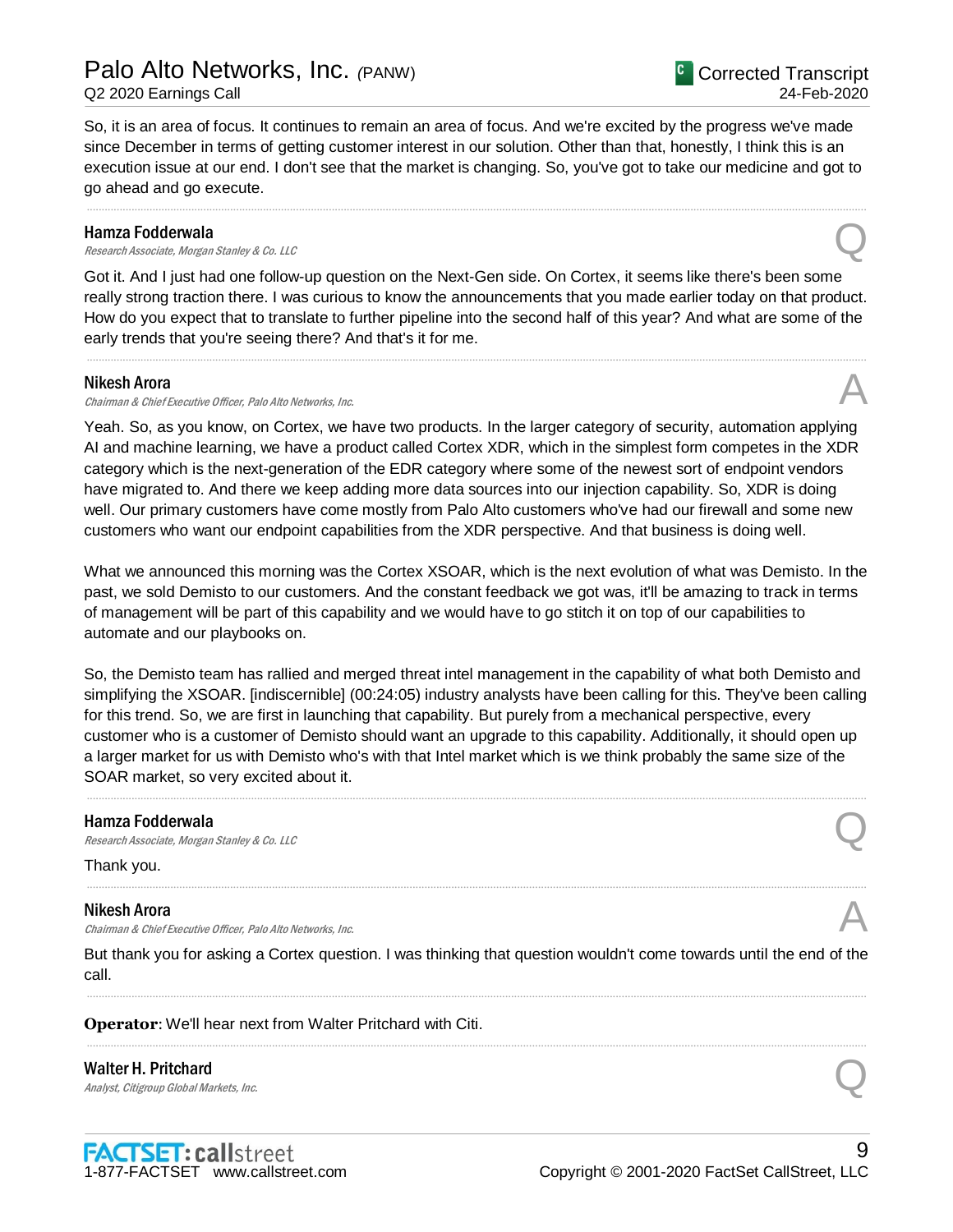So, it is an area of focus. It continues to remain an area of focus. And we're excited by the progress we've made since December in terms of getting customer interest in our solution. Other than that, honestly, I think this is an execution issue at our end. I don't see that the market is changing. So, you've got to take our medicine and got to go ahead and go execute.

---

**Hamza Fodderwala**
*Research Associate, Morgan Stanley & Co. LLC*

Q

Got it. And I just had one follow-up question on the Next-Gen side. On Cortex, it seems like there's been some really strong traction there. I was curious to know the announcements that you made earlier today on that product. How do you expect that to translate to further pipeline into the second half of this year? And what are some of the early trends that you're seeing there? And that's it for me.

---

**Nikesh Arora**
*Chairman & Chief Executive Officer, Palo Alto Networks, Inc.*

A

Yeah. So, as you know, on Cortex, we have two products. In the larger category of security, automation applying AI and machine learning, we have a product called Cortex XDR, which in the simplest form competes in the XDR category which is the next-generation of the EDR category where some of the newest sort of endpoint vendors have migrated to. And there we keep adding more data sources into our injection capability. So, XDR is doing well. Our primary customers have come mostly from Palo Alto customers who've had our firewall and some new customers who want our endpoint capabilities from the XDR perspective. And that business is doing well.

What we announced this morning was the Cortex XSOAR, which is the next evolution of what was Demisto. In the past, we sold Demisto to our customers. And the constant feedback we got was, it'll be amazing to track in terms of management will be part of this capability and we would have to go stitch it on top of our capabilities to automate and our playbooks on.

So, the Demisto team has rallied and merged threat intel management in the capability of what both Demisto and simplifying the XSOAR. [indiscernible] (00:24:05) industry analysts have been calling for this. They've been calling for this trend. So, we are first in launching that capability. But purely from a mechanical perspective, every customer who is a customer of Demisto should want an upgrade to this capability. Additionally, it should open up a larger market for us with Demisto who's with that Intel market which is we think probably the same size of the SOAR market, so very excited about it.

---

**Hamza Fodderwala**
*Research Associate, Morgan Stanley & Co. LLC*

Q

Thank you.

---

**Nikesh Arora**
*Chairman & Chief Executive Officer, Palo Alto Networks, Inc.*

A

But thank you for asking a Cortex question. I was thinking that question wouldn't come towards until the end of the call.

---

**Operator**: We'll hear next from Walter Pritchard with Citi.

---

**Walter H. Pritchard**
*Analyst, Citigroup Global Markets, Inc.*

Q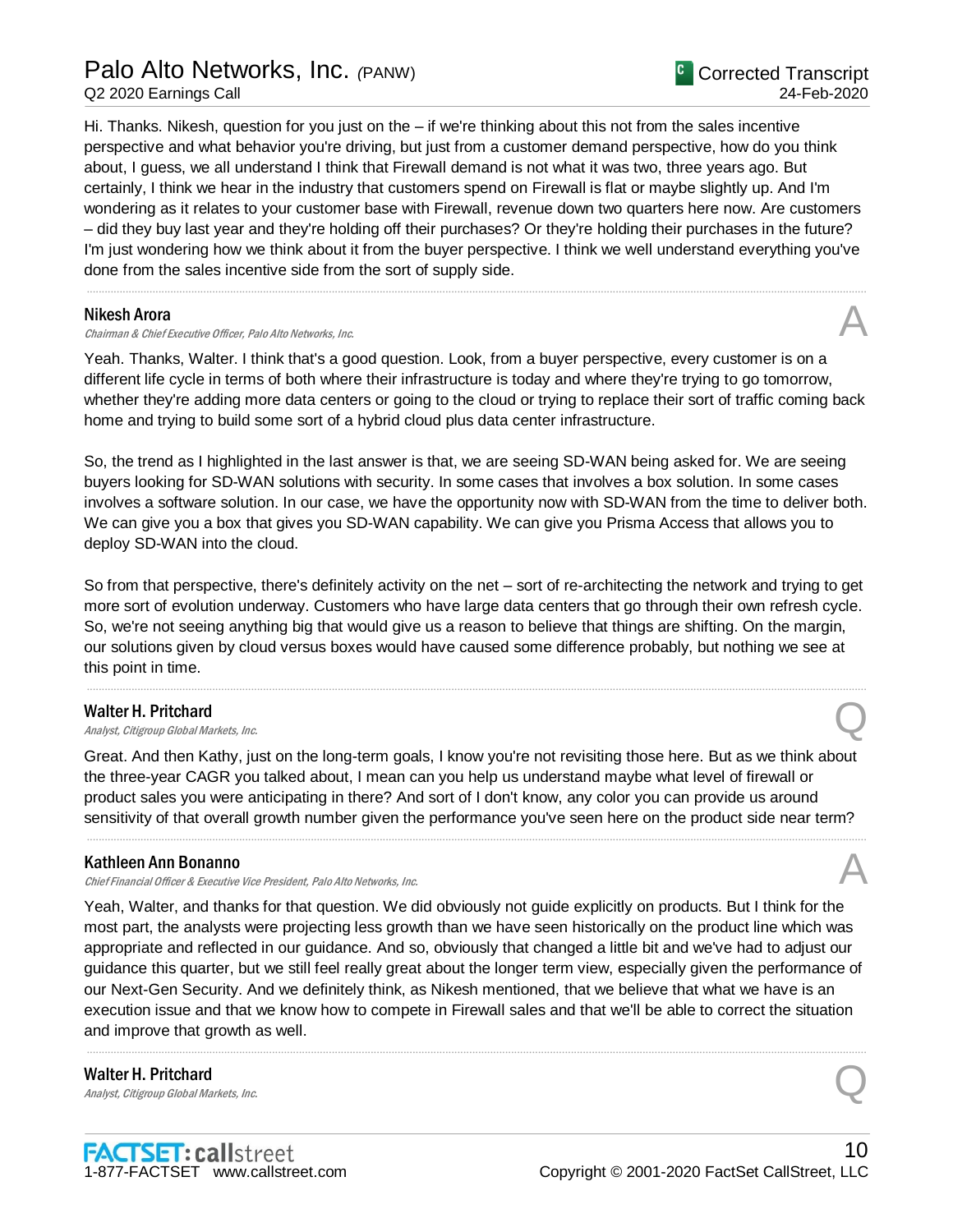Hi. Thanks. Nikesh, question for you just on the – if we're thinking about this not from the sales incentive perspective and what behavior you're driving, but just from a customer demand perspective, how do you think about, I guess, we all understand I think that Firewall demand is not what it was two, three years ago. But certainly, I think we hear in the industry that customers spend on Firewall is flat or maybe slightly up. And I'm wondering as it relates to your customer base with Firewall, revenue down two quarters here now. Are customers – did they buy last year and they're holding off their purchases? Or they're holding their purchases in the future? I'm just wondering how we think about it from the buyer perspective. I think we well understand everything you've done from the sales incentive side from the sort of supply side.

**Nikesh Arora**
*Chairman & Chief Executive Officer, Palo Alto Networks, Inc.*

A

Yeah. Thanks, Walter. I think that's a good question. Look, from a buyer perspective, every customer is on a different life cycle in terms of both where their infrastructure is today and where they're trying to go tomorrow, whether they're adding more data centers or going to the cloud or trying to replace their sort of traffic coming back home and trying to build some sort of a hybrid cloud plus data center infrastructure.

So, the trend as I highlighted in the last answer is that, we are seeing SD-WAN being asked for. We are seeing buyers looking for SD-WAN solutions with security. In some cases that involves a box solution. In some cases involves a software solution. In our case, we have the opportunity now with SD-WAN from the time to deliver both. We can give you a box that gives you SD-WAN capability. We can give you Prisma Access that allows you to deploy SD-WAN into the cloud.

So from that perspective, there's definitely activity on the net – sort of re-architecting the network and trying to get more sort of evolution underway. Customers who have large data centers that go through their own refresh cycle. So, we're not seeing anything big that would give us a reason to believe that things are shifting. On the margin, our solutions given by cloud versus boxes would have caused some difference probably, but nothing we see at this point in time.

**Walter H. Pritchard**
*Analyst, Citigroup Global Markets, Inc.*

Q

Great. And then Kathy, just on the long-term goals, I know you're not revisiting those here. But as we think about the three-year CAGR you talked about, I mean can you help us understand maybe what level of firewall or product sales you were anticipating in there? And sort of I don't know, any color you can provide us around sensitivity of that overall growth number given the performance you've seen here on the product side near term?

**Kathleen Ann Bonanno**
*Chief Financial Officer & Executive Vice President, Palo Alto Networks, Inc.*

A

Yeah, Walter, and thanks for that question. We did obviously not guide explicitly on products. But I think for the most part, the analysts were projecting less growth than we have seen historically on the product line which was appropriate and reflected in our guidance. And so, obviously that changed a little bit and we've had to adjust our guidance this quarter, but we still feel really great about the longer term view, especially given the performance of our Next-Gen Security. And we definitely think, as Nikesh mentioned, that we believe that what we have is an execution issue and that we know how to compete in Firewall sales and that we'll be able to correct the situation and improve that growth as well.

**Walter H. Pritchard**
*Analyst, Citigroup Global Markets, Inc.*

Q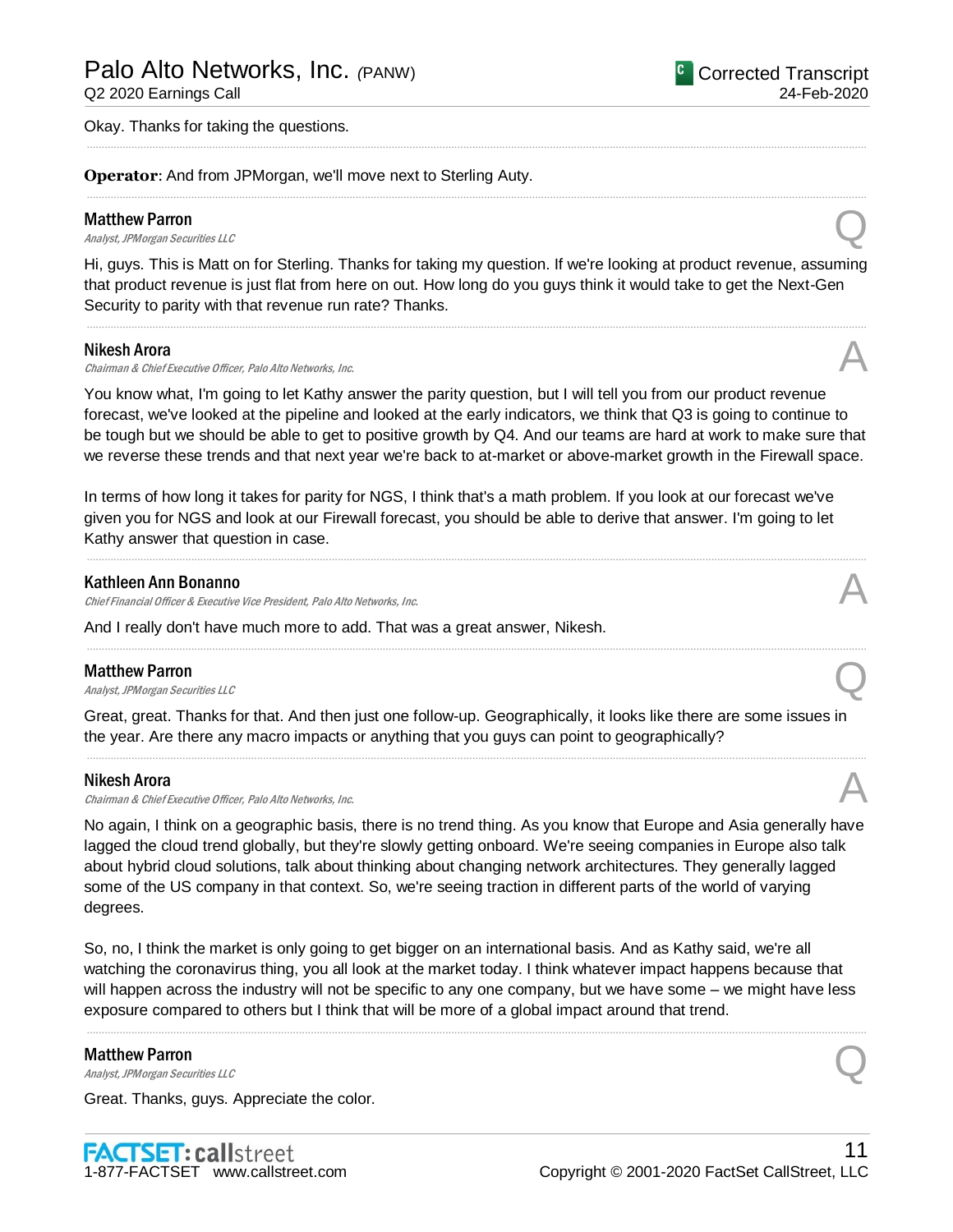Okay. Thanks for taking the questions.

---

**Operator**: And from JPMorgan, we'll move next to Sterling Auty.

---

**Matthew Parron**
*Analyst, JPMorgan Securities LLC* Q

Hi, guys. This is Matt on for Sterling. Thanks for taking my question. If we're looking at product revenue, assuming that product revenue is just flat from here on out. How long do you guys think it would take to get the Next-Gen Security to parity with that revenue run rate? Thanks.

---

**Nikesh Arora**
*Chairman & Chief Executive Officer, Palo Alto Networks, Inc.* A

You know what, I'm going to let Kathy answer the parity question, but I will tell you from our product revenue forecast, we've looked at the pipeline and looked at the early indicators, we think that Q3 is going to continue to be tough but we should be able to get to positive growth by Q4. And our teams are hard at work to make sure that we reverse these trends and that next year we're back to at-market or above-market growth in the Firewall space.

In terms of how long it takes for parity for NGS, I think that's a math problem. If you look at our forecast we've given you for NGS and look at our Firewall forecast, you should be able to derive that answer. I'm going to let Kathy answer that question in case.

---

**Kathleen Ann Bonanno**
*Chief Financial Officer & Executive Vice President, Palo Alto Networks, Inc.* A

And I really don't have much more to add. That was a great answer, Nikesh.

---

**Matthew Parron**
*Analyst, JPMorgan Securities LLC* Q

Great, great. Thanks for that. And then just one follow-up. Geographically, it looks like there are some issues in the year. Are there any macro impacts or anything that you guys can point to geographically?

---

**Nikesh Arora**
*Chairman & Chief Executive Officer, Palo Alto Networks, Inc.* A

No again, I think on a geographic basis, there is no trend thing. As you know that Europe and Asia generally have lagged the cloud trend globally, but they're slowly getting onboard. We're seeing companies in Europe also talk about hybrid cloud solutions, talk about thinking about changing network architectures. They generally lagged some of the US company in that context. So, we're seeing traction in different parts of the world of varying degrees.

So, no, I think the market is only going to get bigger on an international basis. And as Kathy said, we're all watching the coronavirus thing, you all look at the market today. I think whatever impact happens because that will happen across the industry will not be specific to any one company, but we have some – we might have less exposure compared to others but I think that will be more of a global impact around that trend.

---

**Matthew Parron**
*Analyst, JPMorgan Securities LLC* Q

Great. Thanks, guys. Appreciate the color.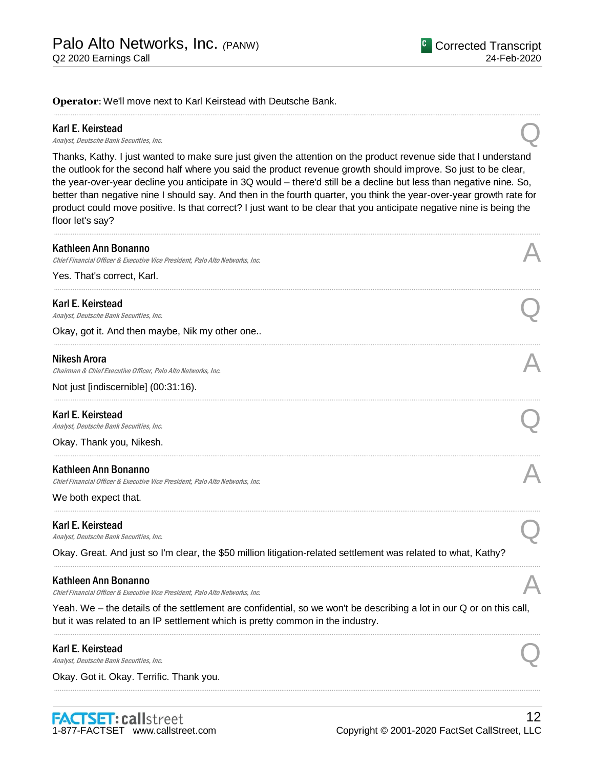**Operator**: We'll move next to Karl Keirstead with Deutsche Bank.

---

**Karl E. Keirstead**
*Analyst, Deutsche Bank Securities, Inc.*

Q

Thanks, Kathy. I just wanted to make sure just given the attention on the product revenue side that I understand the outlook for the second half where you said the product revenue growth should improve. So just to be clear, the year-over-year decline you anticipate in 3Q would – there'd still be a decline but less than negative nine. So, better than negative nine I should say. And then in the fourth quarter, you think the year-over-year growth rate for product could move positive. Is that correct? I just want to be clear that you anticipate negative nine is being the floor let's say?

---

**Kathleen Ann Bonanno**
*Chief Financial Officer & Executive Vice President, Palo Alto Networks, Inc.*

A

Yes. That's correct, Karl.

---

**Karl E. Keirstead**
*Analyst, Deutsche Bank Securities, Inc.*

Q

Okay, got it. And then maybe, Nik my other one..

---

**Nikesh Arora**
*Chairman & Chief Executive Officer, Palo Alto Networks, Inc.*

A

Not just [indiscernible] (00:31:16).

---

**Karl E. Keirstead**
*Analyst, Deutsche Bank Securities, Inc.*

Q

Okay. Thank you, Nikesh.

---

**Kathleen Ann Bonanno**
*Chief Financial Officer & Executive Vice President, Palo Alto Networks, Inc.*

A

We both expect that.

---

**Karl E. Keirstead**
*Analyst, Deutsche Bank Securities, Inc.*

Q

Okay. Great. And just so I'm clear, the $50 million litigation-related settlement was related to what, Kathy?

---

**Kathleen Ann Bonanno**
*Chief Financial Officer & Executive Vice President, Palo Alto Networks, Inc.*

A

Yeah. We – the details of the settlement are confidential, so we won't be describing a lot in our Q or on this call, but it was related to an IP settlement which is pretty common in the industry.

---

**Karl E. Keirstead**
*Analyst, Deutsche Bank Securities, Inc.*

Q

Okay. Got it. Okay. Terrific. Thank you.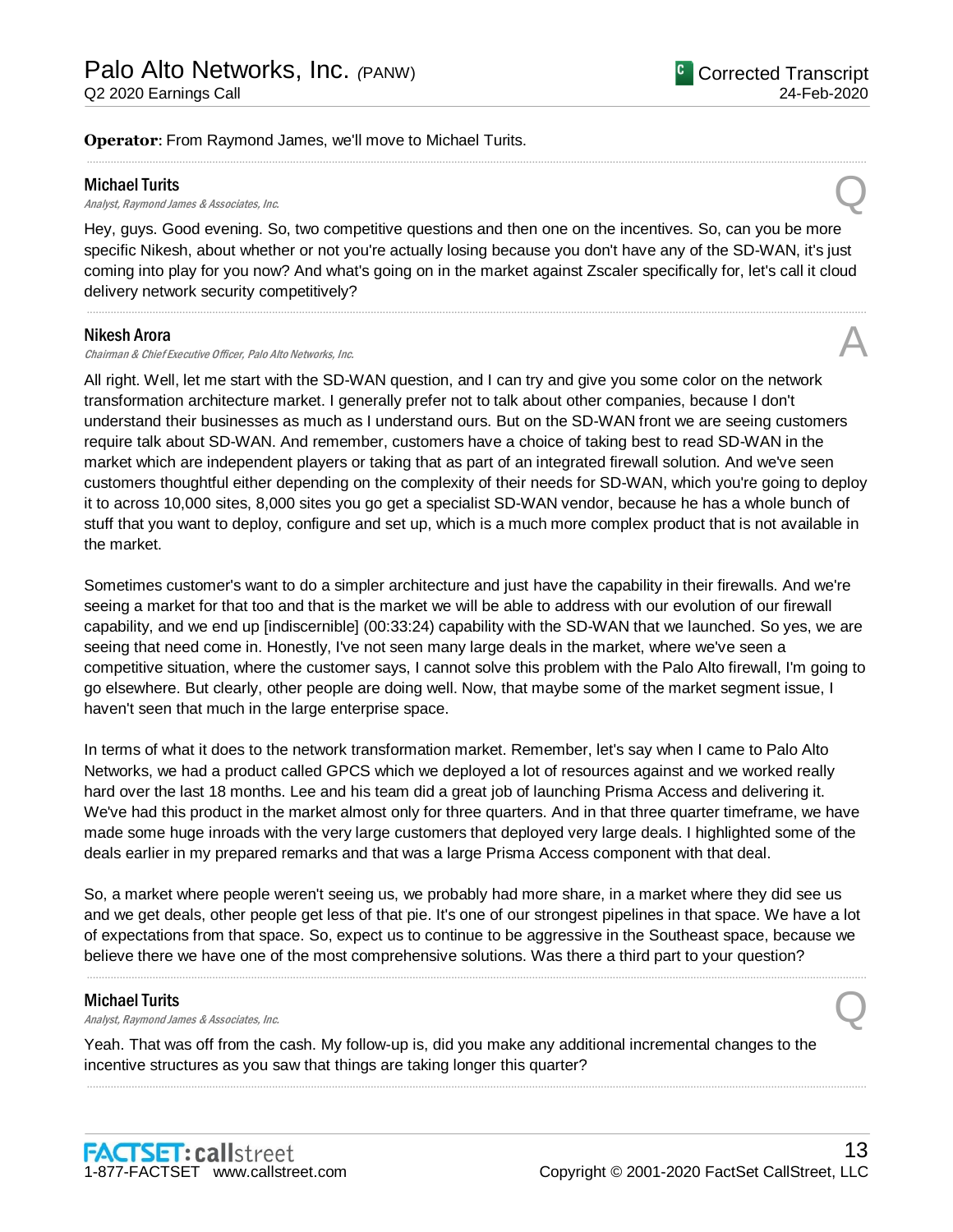**Operator**: From Raymond James, we'll move to Michael Turits.

**Michael Turits**
*Analyst, Raymond James & Associates, Inc.*

Q

Hey, guys. Good evening. So, two competitive questions and then one on the incentives. So, can you be more specific Nikesh, about whether or not you're actually losing because you don't have any of the SD-WAN, it's just coming into play for you now? And what's going on in the market against Zscaler specifically for, let's call it cloud delivery network security competitively?

**Nikesh Arora**
*Chairman & Chief Executive Officer, Palo Alto Networks, Inc.*

A

All right. Well, let me start with the SD-WAN question, and I can try and give you some color on the network transformation architecture market. I generally prefer not to talk about other companies, because I don't understand their businesses as much as I understand ours. But on the SD-WAN front we are seeing customers require talk about SD-WAN. And remember, customers have a choice of taking best to read SD-WAN in the market which are independent players or taking that as part of an integrated firewall solution. And we've seen customers thoughtful either depending on the complexity of their needs for SD-WAN, which you're going to deploy it to across 10,000 sites, 8,000 sites you go get a specialist SD-WAN vendor, because he has a whole bunch of stuff that you want to deploy, configure and set up, which is a much more complex product that is not available in the market.

Sometimes customer's want to do a simpler architecture and just have the capability in their firewalls. And we're seeing a market for that too and that is the market we will be able to address with our evolution of our firewall capability, and we end up [indiscernible] (00:33:24) capability with the SD-WAN that we launched. So yes, we are seeing that need come in. Honestly, I've not seen many large deals in the market, where we've seen a competitive situation, where the customer says, I cannot solve this problem with the Palo Alto firewall, I'm going to go elsewhere. But clearly, other people are doing well. Now, that maybe some of the market segment issue, I haven't seen that much in the large enterprise space.

In terms of what it does to the network transformation market. Remember, let's say when I came to Palo Alto Networks, we had a product called GPCS which we deployed a lot of resources against and we worked really hard over the last 18 months. Lee and his team did a great job of launching Prisma Access and delivering it. We've had this product in the market almost only for three quarters. And in that three quarter timeframe, we have made some huge inroads with the very large customers that deployed very large deals. I highlighted some of the deals earlier in my prepared remarks and that was a large Prisma Access component with that deal.

So, a market where people weren't seeing us, we probably had more share, in a market where they did see us and we get deals, other people get less of that pie. It's one of our strongest pipelines in that space. We have a lot of expectations from that space. So, expect us to continue to be aggressive in the Southeast space, because we believe there we have one of the most comprehensive solutions. Was there a third part to your question?

**Michael Turits**
*Analyst, Raymond James & Associates, Inc.*

Q

Yeah. That was off from the cash. My follow-up is, did you make any additional incremental changes to the incentive structures as you saw that things are taking longer this quarter?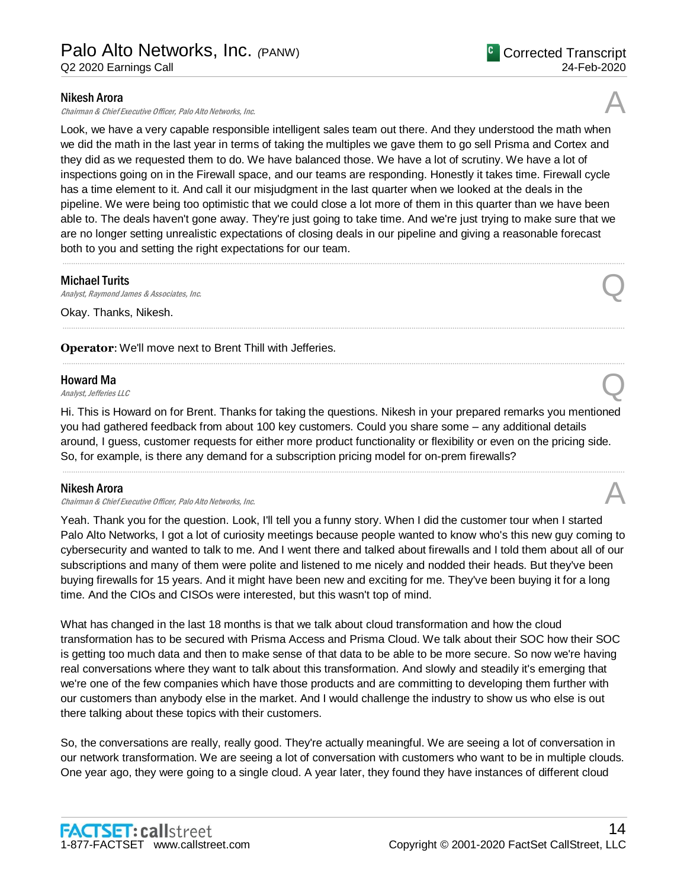**Nikesh Arora**
*Chairman & Chief Executive Officer, Palo Alto Networks, Inc.*

A

Look, we have a very capable responsible intelligent sales team out there. And they understood the math when we did the math in the last year in terms of taking the multiples we gave them to go sell Prisma and Cortex and they did as we requested them to do. We have balanced those. We have a lot of scrutiny. We have a lot of inspections going on in the Firewall space, and our teams are responding. Honestly it takes time. Firewall cycle has a time element to it. And call it our misjudgment in the last quarter when we looked at the deals in the pipeline. We were being too optimistic that we could close a lot more of them in this quarter than we have been able to. The deals haven't gone away. They're just going to take time. And we're just trying to make sure that we are no longer setting unrealistic expectations of closing deals in our pipeline and giving a reasonable forecast both to you and setting the right expectations for our team.

---

**Michael Turits**
*Analyst, Raymond James & Associates, Inc.*

Q

Okay. Thanks, Nikesh.

---

**Operator**: We'll move next to Brent Thill with Jefferies.

---

**Howard Ma**
*Analyst, Jefferies LLC*

Q

Hi. This is Howard on for Brent. Thanks for taking the questions. Nikesh in your prepared remarks you mentioned you had gathered feedback from about 100 key customers. Could you share some – any additional details around, I guess, customer requests for either more product functionality or flexibility or even on the pricing side. So, for example, is there any demand for a subscription pricing model for on-prem firewalls?

---

**Nikesh Arora**
*Chairman & Chief Executive Officer, Palo Alto Networks, Inc.*

A

Yeah. Thank you for the question. Look, I'll tell you a funny story. When I did the customer tour when I started Palo Alto Networks, I got a lot of curiosity meetings because people wanted to know who's this new guy coming to cybersecurity and wanted to talk to me. And I went there and talked about firewalls and I told them about all of our subscriptions and many of them were polite and listened to me nicely and nodded their heads. But they've been buying firewalls for 15 years. And it might have been new and exciting for me. They've been buying it for a long time. And the CIOs and CISOs were interested, but this wasn't top of mind.

What has changed in the last 18 months is that we talk about cloud transformation and how the cloud transformation has to be secured with Prisma Access and Prisma Cloud. We talk about their SOC how their SOC is getting too much data and then to make sense of that data to be able to be more secure. So now we're having real conversations where they want to talk about this transformation. And slowly and steadily it's emerging that we're one of the few companies which have those products and are committing to developing them further with our customers than anybody else in the market. And I would challenge the industry to show us who else is out there talking about these topics with their customers.

So, the conversations are really, really good. They're actually meaningful. We are seeing a lot of conversation in our network transformation. We are seeing a lot of conversation with customers who want to be in multiple clouds. One year ago, they were going to a single cloud. A year later, they found they have instances of different cloud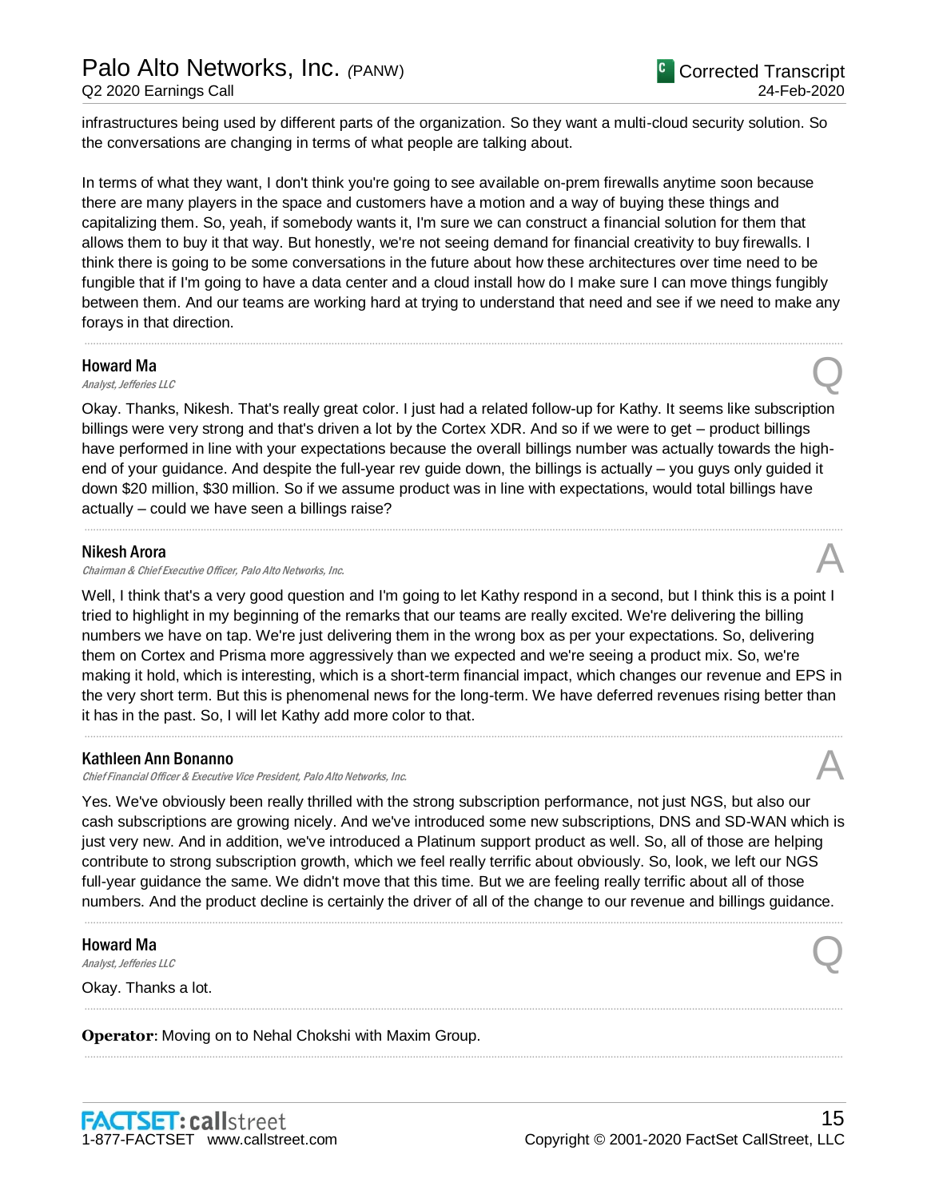infrastructures being used by different parts of the organization. So they want a multi-cloud security solution. So the conversations are changing in terms of what people are talking about.

In terms of what they want, I don't think you're going to see available on-prem firewalls anytime soon because there are many players in the space and customers have a motion and a way of buying these things and capitalizing them. So, yeah, if somebody wants it, I'm sure we can construct a financial solution for them that allows them to buy it that way. But honestly, we're not seeing demand for financial creativity to buy firewalls. I think there is going to be some conversations in the future about how these architectures over time need to be fungible that if I'm going to have a data center and a cloud install how do I make sure I can move things fungibly between them. And our teams are working hard at trying to understand that need and see if we need to make any forays in that direction.

---

**Howard Ma**
*Analyst, Jefferies LLC* — Q

Okay. Thanks, Nikesh. That's really great color. I just had a related follow-up for Kathy. It seems like subscription billings were very strong and that's driven a lot by the Cortex XDR. And so if we were to get – product billings have performed in line with your expectations because the overall billings number was actually towards the high-end of your guidance. And despite the full-year rev guide down, the billings is actually – you guys only guided it down $20 million, $30 million. So if we assume product was in line with expectations, would total billings have actually – could we have seen a billings raise?

---

**Nikesh Arora**
*Chairman & Chief Executive Officer, Palo Alto Networks, Inc.* — A

Well, I think that's a very good question and I'm going to let Kathy respond in a second, but I think this is a point I tried to highlight in my beginning of the remarks that our teams are really excited. We're delivering the billing numbers we have on tap. We're just delivering them in the wrong box as per your expectations. So, delivering them on Cortex and Prisma more aggressively than we expected and we're seeing a product mix. So, we're making it hold, which is interesting, which is a short-term financial impact, which changes our revenue and EPS in the very short term. But this is phenomenal news for the long-term. We have deferred revenues rising better than it has in the past. So, I will let Kathy add more color to that.

---

**Kathleen Ann Bonanno**
*Chief Financial Officer & Executive Vice President, Palo Alto Networks, Inc.* — A

Yes. We've obviously been really thrilled with the strong subscription performance, not just NGS, but also our cash subscriptions are growing nicely. And we've introduced some new subscriptions, DNS and SD-WAN which is just very new. And in addition, we've introduced a Platinum support product as well. So, all of those are helping contribute to strong subscription growth, which we feel really terrific about obviously. So, look, we left our NGS full-year guidance the same. We didn't move that this time. But we are feeling really terrific about all of those numbers. And the product decline is certainly the driver of all of the change to our revenue and billings guidance.

---

**Howard Ma**
*Analyst, Jefferies LLC* — Q

Okay. Thanks a lot.

---

**Operator**: Moving on to Nehal Chokshi with Maxim Group.

---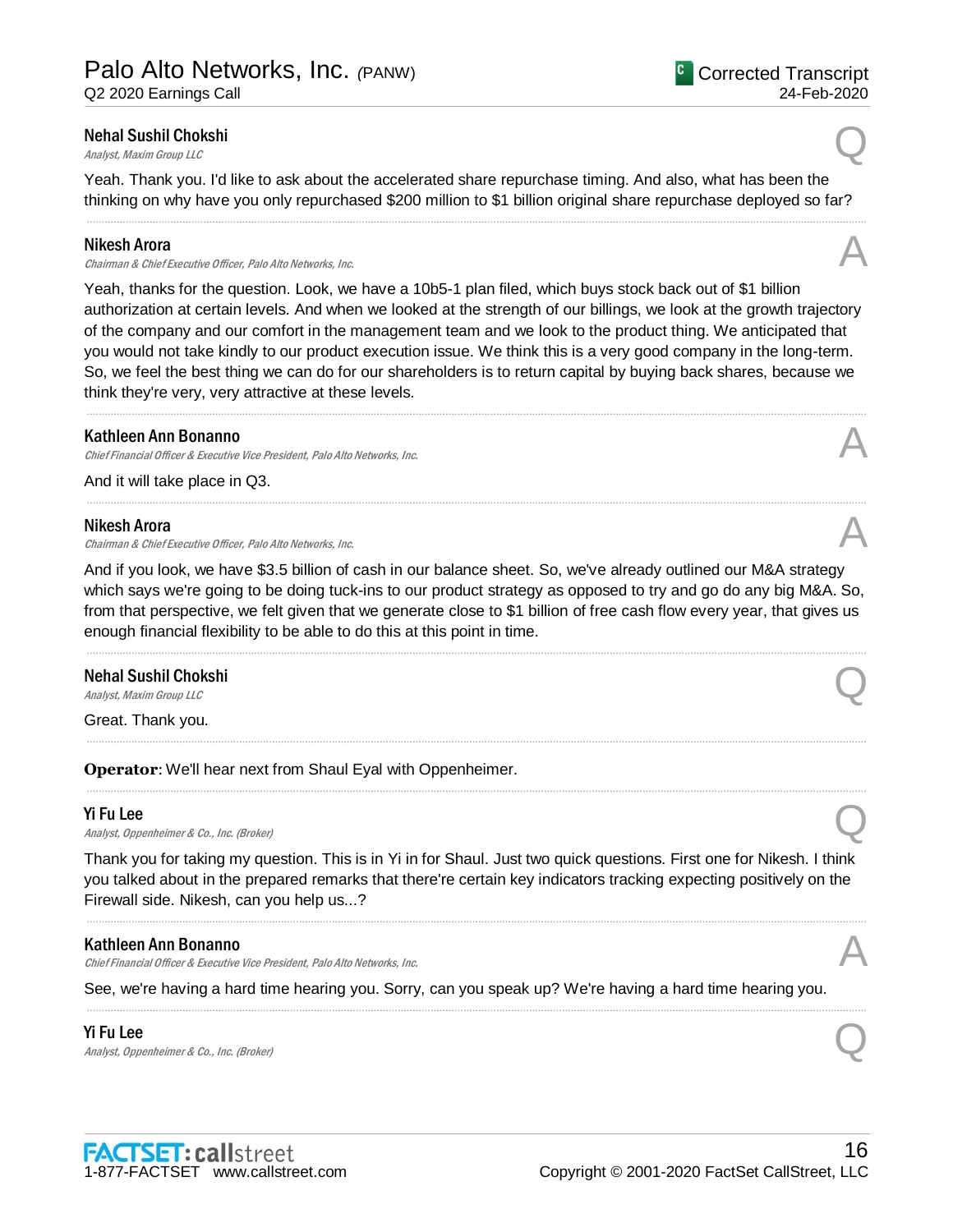**Nehal Sushil Chokshi**
*Analyst, Maxim Group LLC*

Q

Yeah. Thank you. I'd like to ask about the accelerated share repurchase timing. And also, what has been the thinking on why have you only repurchased $200 million to $1 billion original share repurchase deployed so far?

---

**Nikesh Arora**
*Chairman & Chief Executive Officer, Palo Alto Networks, Inc.*

A

Yeah, thanks for the question. Look, we have a 10b5-1 plan filed, which buys stock back out of $1 billion authorization at certain levels. And when we looked at the strength of our billings, we look at the growth trajectory of the company and our comfort in the management team and we look to the product thing. We anticipated that you would not take kindly to our product execution issue. We think this is a very good company in the long-term. So, we feel the best thing we can do for our shareholders is to return capital by buying back shares, because we think they're very, very attractive at these levels.

---

**Kathleen Ann Bonanno**
*Chief Financial Officer & Executive Vice President, Palo Alto Networks, Inc.*

A

And it will take place in Q3.

---

**Nikesh Arora**
*Chairman & Chief Executive Officer, Palo Alto Networks, Inc.*

A

And if you look, we have $3.5 billion of cash in our balance sheet. So, we've already outlined our M&A strategy which says we're going to be doing tuck-ins to our product strategy as opposed to try and go do any big M&A. So, from that perspective, we felt given that we generate close to $1 billion of free cash flow every year, that gives us enough financial flexibility to be able to do this at this point in time.

---

**Nehal Sushil Chokshi**
*Analyst, Maxim Group LLC*

Q

Great. Thank you.

---

**Operator**: We'll hear next from Shaul Eyal with Oppenheimer.

---

**Yi Fu Lee**
*Analyst, Oppenheimer & Co., Inc. (Broker)*

Q

Thank you for taking my question. This is in Yi in for Shaul. Just two quick questions. First one for Nikesh. I think you talked about in the prepared remarks that there're certain key indicators tracking expecting positively on the Firewall side. Nikesh, can you help us...?

---

**Kathleen Ann Bonanno**
*Chief Financial Officer & Executive Vice President, Palo Alto Networks, Inc.*

A

See, we're having a hard time hearing you. Sorry, can you speak up? We're having a hard time hearing you.

---

**Yi Fu Lee**
*Analyst, Oppenheimer & Co., Inc. (Broker)*

Q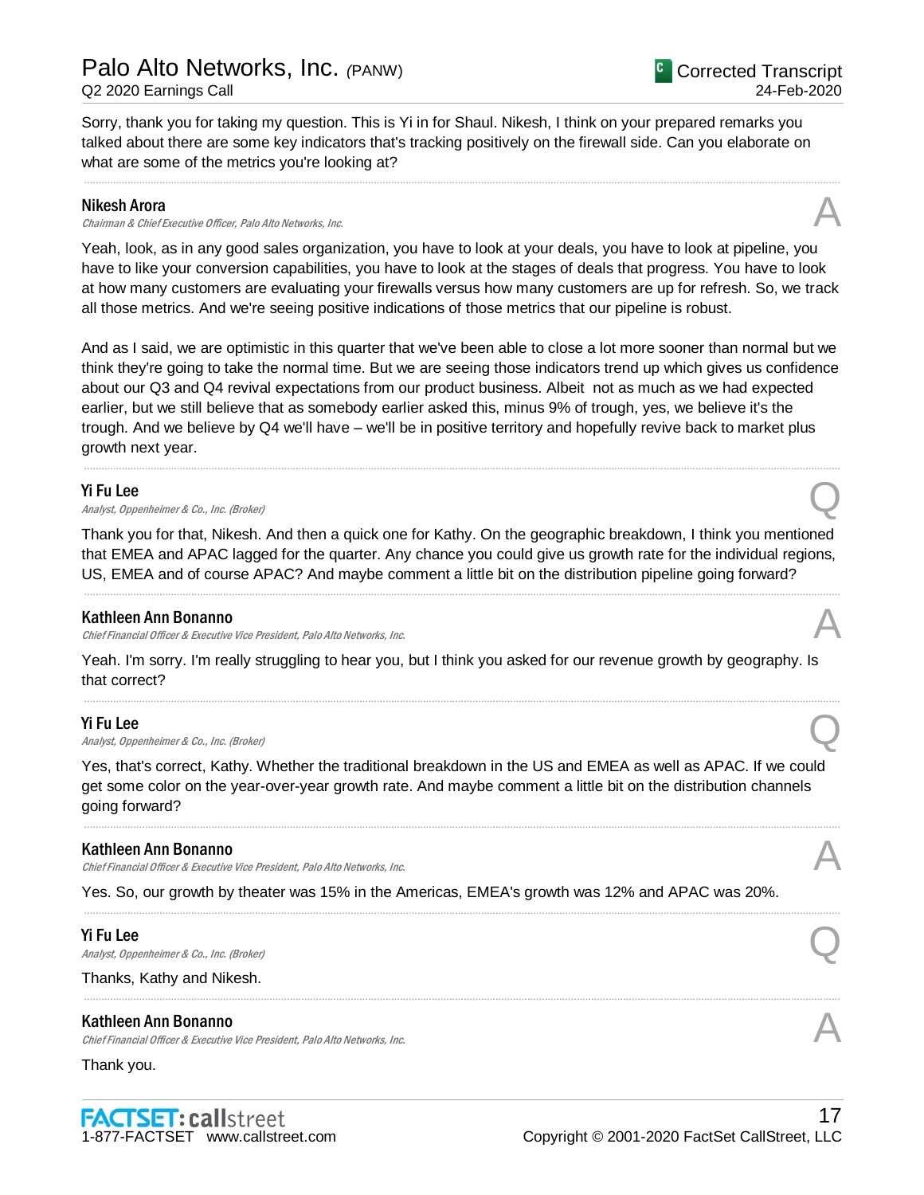Sorry, thank you for taking my question. This is Yi in for Shaul. Nikesh, I think on your prepared remarks you talked about there are some key indicators that's tracking positively on the firewall side. Can you elaborate on what are some of the metrics you're looking at?

---

**Nikesh Arora**
*Chairman & Chief Executive Officer, Palo Alto Networks, Inc.* **A**

Yeah, look, as in any good sales organization, you have to look at your deals, you have to look at pipeline, you have to like your conversion capabilities, you have to look at the stages of deals that progress. You have to look at how many customers are evaluating your firewalls versus how many customers are up for refresh. So, we track all those metrics. And we're seeing positive indications of those metrics that our pipeline is robust.

And as I said, we are optimistic in this quarter that we've been able to close a lot more sooner than normal but we think they're going to take the normal time. But we are seeing those indicators trend up which gives us confidence about our Q3 and Q4 revival expectations from our product business. Albeit not as much as we had expected earlier, but we still believe that as somebody earlier asked this, minus 9% of trough, yes, we believe it's the trough. And we believe by Q4 we'll have – we'll be in positive territory and hopefully revive back to market plus growth next year.

---

**Yi Fu Lee**
*Analyst, Oppenheimer & Co., Inc. (Broker)* **Q**

Thank you for that, Nikesh. And then a quick one for Kathy. On the geographic breakdown, I think you mentioned that EMEA and APAC lagged for the quarter. Any chance you could give us growth rate for the individual regions, US, EMEA and of course APAC? And maybe comment a little bit on the distribution pipeline going forward?

---

**Kathleen Ann Bonanno**
*Chief Financial Officer & Executive Vice President, Palo Alto Networks, Inc.* **A**

Yeah. I'm sorry. I'm really struggling to hear you, but I think you asked for our revenue growth by geography. Is that correct?

---

**Yi Fu Lee**
*Analyst, Oppenheimer & Co., Inc. (Broker)* **Q**

Yes, that's correct, Kathy. Whether the traditional breakdown in the US and EMEA as well as APAC. If we could get some color on the year-over-year growth rate. And maybe comment a little bit on the distribution channels going forward?

---

**Kathleen Ann Bonanno**
*Chief Financial Officer & Executive Vice President, Palo Alto Networks, Inc.* **A**

Yes. So, our growth by theater was 15% in the Americas, EMEA's growth was 12% and APAC was 20%.

---

**Yi Fu Lee**
*Analyst, Oppenheimer & Co., Inc. (Broker)* **Q**

Thanks, Kathy and Nikesh.

---

**Kathleen Ann Bonanno**
*Chief Financial Officer & Executive Vice President, Palo Alto Networks, Inc.* **A**

Thank you.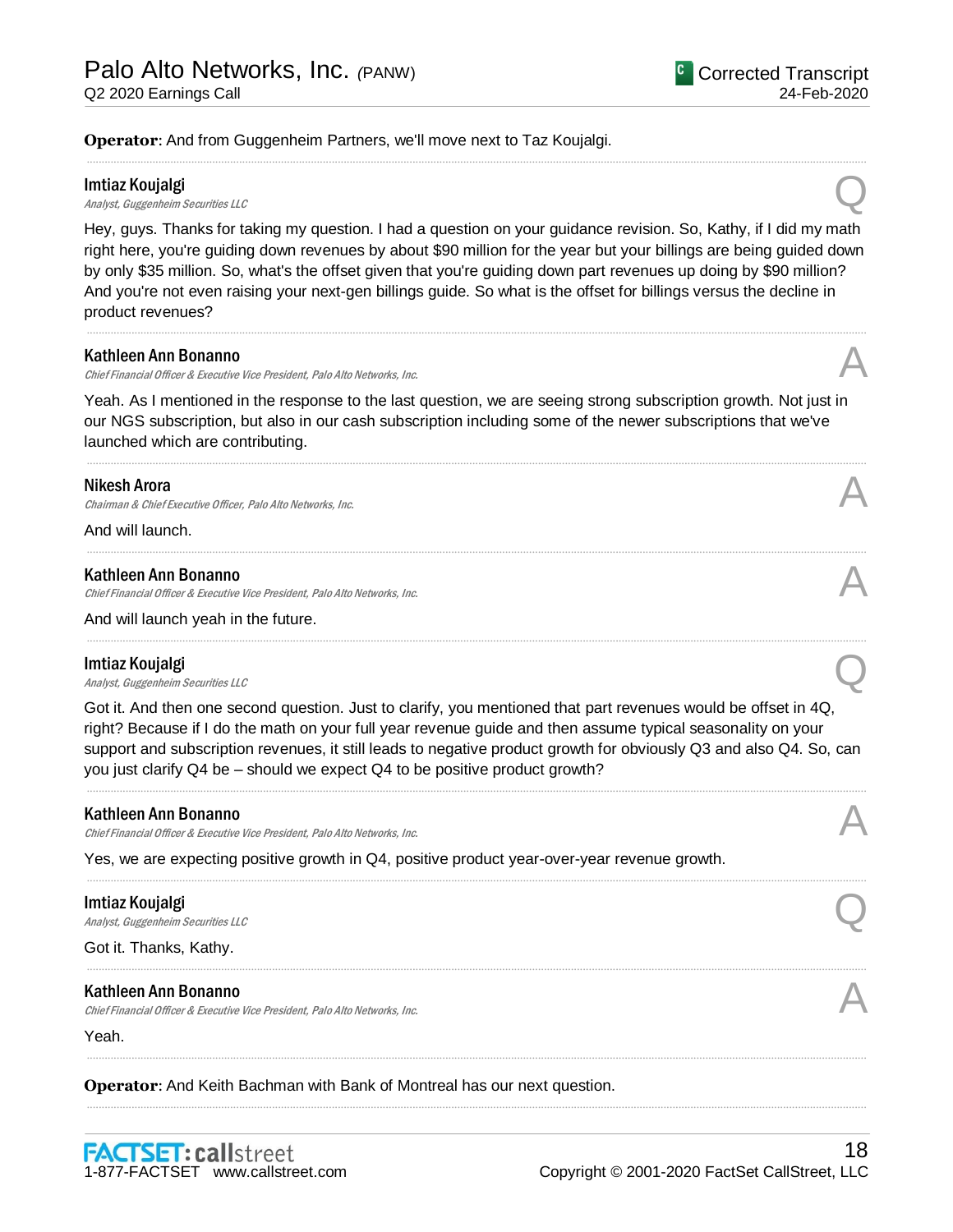**Operator**: And from Guggenheim Partners, we'll move next to Taz Koujalgi.

---

**Imtiaz Koujalgi**
*Analyst, Guggenheim Securities LLC* **Q**

Hey, guys. Thanks for taking my question. I had a question on your guidance revision. So, Kathy, if I did my math right here, you're guiding down revenues by about $90 million for the year but your billings are being guided down by only $35 million. So, what's the offset given that you're guiding down part revenues up doing by $90 million? And you're not even raising your next-gen billings guide. So what is the offset for billings versus the decline in product revenues?

---

**Kathleen Ann Bonanno**
*Chief Financial Officer & Executive Vice President, Palo Alto Networks, Inc.* **A**

Yeah. As I mentioned in the response to the last question, we are seeing strong subscription growth. Not just in our NGS subscription, but also in our cash subscription including some of the newer subscriptions that we've launched which are contributing.

---

**Nikesh Arora**
*Chairman & Chief Executive Officer, Palo Alto Networks, Inc.* **A**

And will launch.

---

**Kathleen Ann Bonanno**
*Chief Financial Officer & Executive Vice President, Palo Alto Networks, Inc.* **A**

And will launch yeah in the future.

---

**Imtiaz Koujalgi**
*Analyst, Guggenheim Securities LLC* **Q**

Got it. And then one second question. Just to clarify, you mentioned that part revenues would be offset in 4Q, right? Because if I do the math on your full year revenue guide and then assume typical seasonality on your support and subscription revenues, it still leads to negative product growth for obviously Q3 and also Q4. So, can you just clarify Q4 be – should we expect Q4 to be positive product growth?

---

**Kathleen Ann Bonanno**
*Chief Financial Officer & Executive Vice President, Palo Alto Networks, Inc.* **A**

Yes, we are expecting positive growth in Q4, positive product year-over-year revenue growth.

---

**Imtiaz Koujalgi**
*Analyst, Guggenheim Securities LLC* **Q**

Got it. Thanks, Kathy.

---

**Kathleen Ann Bonanno**
*Chief Financial Officer & Executive Vice President, Palo Alto Networks, Inc.* **A**

Yeah.

---

**Operator**: And Keith Bachman with Bank of Montreal has our next question.

---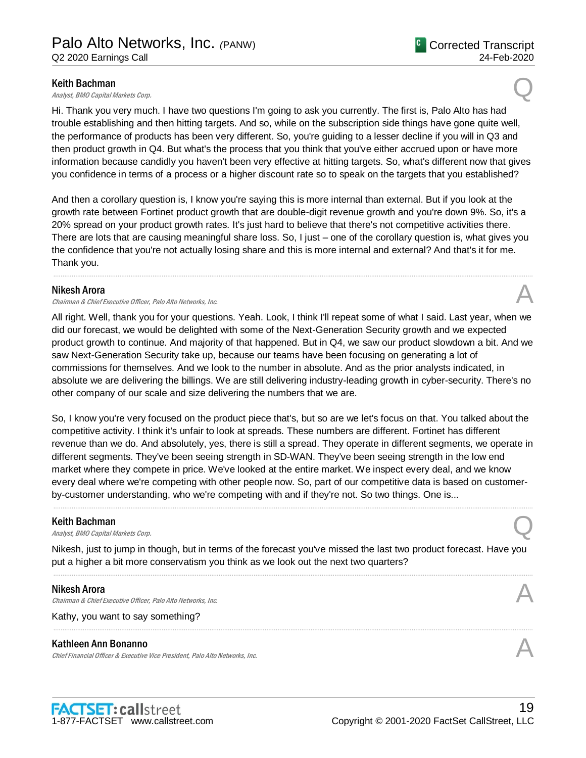**Keith Bachman**
*Analyst, BMO Capital Markets Corp.*

Q

Hi. Thank you very much. I have two questions I'm going to ask you currently. The first is, Palo Alto has had trouble establishing and then hitting targets. And so, while on the subscription side things have gone quite well, the performance of products has been very different. So, you're guiding to a lesser decline if you will in Q3 and then product growth in Q4. But what's the process that you think that you've either accrued upon or have more information because candidly you haven't been very effective at hitting targets. So, what's different now that gives you confidence in terms of a process or a higher discount rate so to speak on the targets that you established?

And then a corollary question is, I know you're saying this is more internal than external. But if you look at the growth rate between Fortinet product growth that are double-digit revenue growth and you're down 9%. So, it's a 20% spread on your product growth rates. It's just hard to believe that there's not competitive activities there. There are lots that are causing meaningful share loss. So, I just – one of the corollary question is, what gives you the confidence that you're not actually losing share and this is more internal and external? And that's it for me. Thank you.

---

**Nikesh Arora**
*Chairman & Chief Executive Officer, Palo Alto Networks, Inc.*

A

All right. Well, thank you for your questions. Yeah. Look, I think I'll repeat some of what I said. Last year, when we did our forecast, we would be delighted with some of the Next-Generation Security growth and we expected product growth to continue. And majority of that happened. But in Q4, we saw our product slowdown a bit. And we saw Next-Generation Security take up, because our teams have been focusing on generating a lot of commissions for themselves. And we look to the number in absolute. And as the prior analysts indicated, in absolute we are delivering the billings. We are still delivering industry-leading growth in cyber-security. There's no other company of our scale and size delivering the numbers that we are.

So, I know you're very focused on the product piece that's, but so are we let's focus on that. You talked about the competitive activity. I think it's unfair to look at spreads. These numbers are different. Fortinet has different revenue than we do. And absolutely, yes, there is still a spread. They operate in different segments, we operate in different segments. They've been seeing strength in SD-WAN. They've been seeing strength in the low end market where they compete in price. We've looked at the entire market. We inspect every deal, and we know every deal where we're competing with other people now. So, part of our competitive data is based on customer-by-customer understanding, who we're competing with and if they're not. So two things. One is...

---

**Keith Bachman**
*Analyst, BMO Capital Markets Corp.*

Q

Nikesh, just to jump in though, but in terms of the forecast you've missed the last two product forecast. Have you put a higher a bit more conservatism you think as we look out the next two quarters?

---

**Nikesh Arora**
*Chairman & Chief Executive Officer, Palo Alto Networks, Inc.*

A

Kathy, you want to say something?

---

**Kathleen Ann Bonanno**
*Chief Financial Officer & Executive Vice President, Palo Alto Networks, Inc.*

A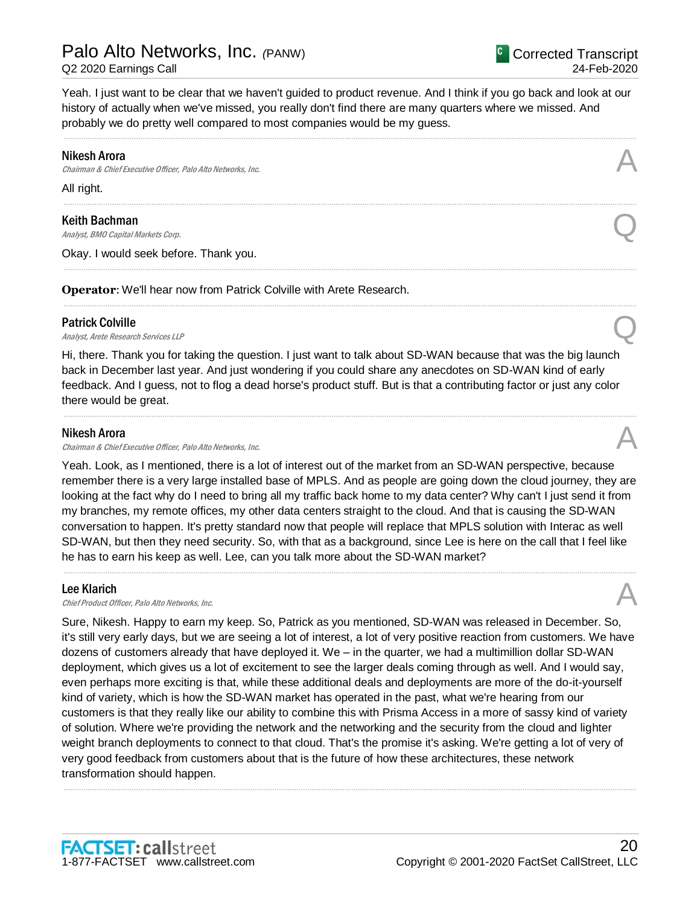Yeah. I just want to be clear that we haven't guided to product revenue. And I think if you go back and look at our history of actually when we've missed, you really don't find there are many quarters where we missed. And probably we do pretty well compared to most companies would be my guess.

---

**Nikesh Arora**
*Chairman & Chief Executive Officer, Palo Alto Networks, Inc.*

A

All right.

---

**Keith Bachman**
*Analyst, BMO Capital Markets Corp.*

Q

Okay. I would seek before. Thank you.

---

**Operator**: We'll hear now from Patrick Colville with Arete Research.

---

**Patrick Colville**
*Analyst, Arete Research Services LLP*

Q

Hi, there. Thank you for taking the question. I just want to talk about SD-WAN because that was the big launch back in December last year. And just wondering if you could share any anecdotes on SD-WAN kind of early feedback. And I guess, not to flog a dead horse's product stuff. But is that a contributing factor or just any color there would be great.

---

**Nikesh Arora**
*Chairman & Chief Executive Officer, Palo Alto Networks, Inc.*

A

Yeah. Look, as I mentioned, there is a lot of interest out of the market from an SD-WAN perspective, because remember there is a very large installed base of MPLS. And as people are going down the cloud journey, they are looking at the fact why do I need to bring all my traffic back home to my data center? Why can't I just send it from my branches, my remote offices, my other data centers straight to the cloud. And that is causing the SD-WAN conversation to happen. It's pretty standard now that people will replace that MPLS solution with Interac as well SD-WAN, but then they need security. So, with that as a background, since Lee is here on the call that I feel like he has to earn his keep as well. Lee, can you talk more about the SD-WAN market?

---

**Lee Klarich**
*Chief Product Officer, Palo Alto Networks, Inc.*

A

Sure, Nikesh. Happy to earn my keep. So, Patrick as you mentioned, SD-WAN was released in December. So, it's still very early days, but we are seeing a lot of interest, a lot of very positive reaction from customers. We have dozens of customers already that have deployed it. We – in the quarter, we had a multimillion dollar SD-WAN deployment, which gives us a lot of excitement to see the larger deals coming through as well. And I would say, even perhaps more exciting is that, while these additional deals and deployments are more of the do-it-yourself kind of variety, which is how the SD-WAN market has operated in the past, what we're hearing from our customers is that they really like our ability to combine this with Prisma Access in a more of sassy kind of variety of solution. Where we're providing the network and the networking and the security from the cloud and lighter weight branch deployments to connect to that cloud. That's the promise it's asking. We're getting a lot of very of very good feedback from customers about that is the future of how these architectures, these network transformation should happen.

---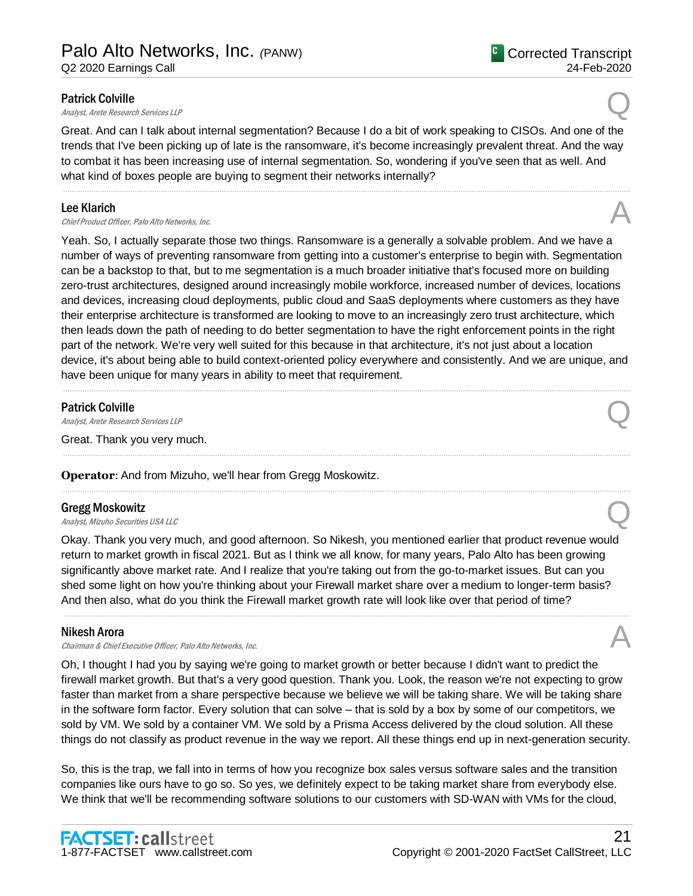**Patrick Colville**
*Analyst, Arete Research Services LLP*

Q

Great. And can I talk about internal segmentation? Because I do a bit of work speaking to CISOs. And one of the trends that I've been picking up of late is the ransomware, it's become increasingly prevalent threat. And the way to combat it has been increasing use of internal segmentation. So, wondering if you've seen that as well. And what kind of boxes people are buying to segment their networks internally?

---

**Lee Klarich**
*Chief Product Officer, Palo Alto Networks, Inc.*

A

Yeah. So, I actually separate those two things. Ransomware is a generally a solvable problem. And we have a number of ways of preventing ransomware from getting into a customer's enterprise to begin with. Segmentation can be a backstop to that, but to me segmentation is a much broader initiative that's focused more on building zero-trust architectures, designed around increasingly mobile workforce, increased number of devices, locations and devices, increasing cloud deployments, public cloud and SaaS deployments where customers as they have their enterprise architecture is transformed are looking to move to an increasingly zero trust architecture, which then leads down the path of needing to do better segmentation to have the right enforcement points in the right part of the network. We're very well suited for this because in that architecture, it's not just about a location device, it's about being able to build context-oriented policy everywhere and consistently. And we are unique, and have been unique for many years in ability to meet that requirement.

---

**Patrick Colville**
*Analyst, Arete Research Services LLP*

Q

Great. Thank you very much.

---

**Operator**: And from Mizuho, we'll hear from Gregg Moskowitz.

---

**Gregg Moskowitz**
*Analyst, Mizuho Securities USA LLC*

Q

Okay. Thank you very much, and good afternoon. So Nikesh, you mentioned earlier that product revenue would return to market growth in fiscal 2021. But as I think we all know, for many years, Palo Alto has been growing significantly above market rate. And I realize that you're taking out from the go-to-market issues. But can you shed some light on how you're thinking about your Firewall market share over a medium to longer-term basis? And then also, what do you think the Firewall market growth rate will look like over that period of time?

---

**Nikesh Arora**
*Chairman & Chief Executive Officer, Palo Alto Networks, Inc.*

A

Oh, I thought I had you by saying we're going to market growth or better because I didn't want to predict the firewall market growth. But that's a very good question. Thank you. Look, the reason we're not expecting to grow faster than market from a share perspective because we believe we will be taking share. We will be taking share in the software form factor. Every solution that can solve – that is sold by a box by some of our competitors, we sold by VM. We sold by a container VM. We sold by a Prisma Access delivered by the cloud solution. All these things do not classify as product revenue in the way we report. All these things end up in next-generation security.

So, this is the trap, we fall into in terms of how you recognize box sales versus software sales and the transition companies like ours have to go so. So yes, we definitely expect to be taking market share from everybody else. We think that we'll be recommending software solutions to our customers with SD-WAN with VMs for the cloud,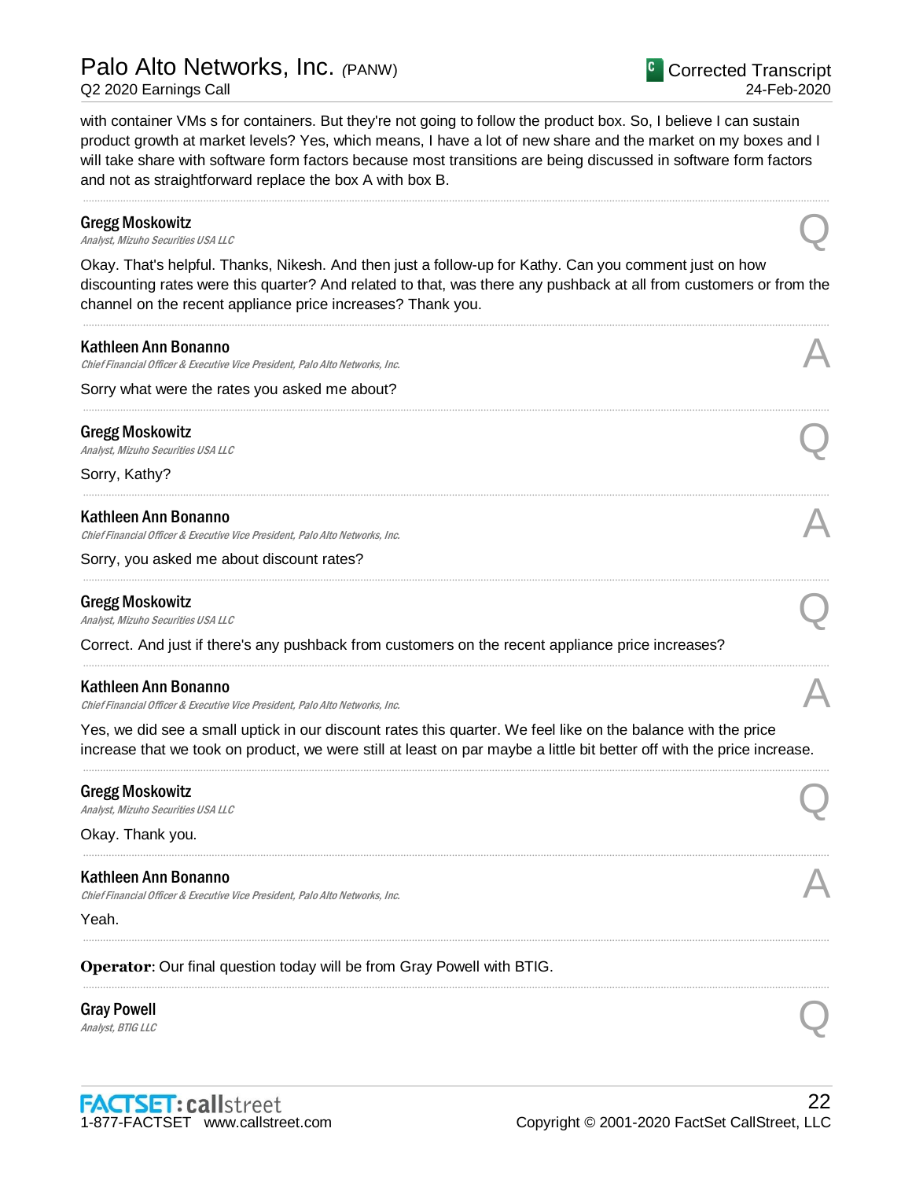with container VMs s for containers. But they're not going to follow the product box. So, I believe I can sustain product growth at market levels? Yes, which means, I have a lot of new share and the market on my boxes and I will take share with software form factors because most transitions are being discussed in software form factors and not as straightforward replace the box A with box B.

---

**Gregg Moskowitz**
*Analyst, Mizuho Securities USA LLC* **Q**

Okay. That's helpful. Thanks, Nikesh. And then just a follow-up for Kathy. Can you comment just on how discounting rates were this quarter? And related to that, was there any pushback at all from customers or from the channel on the recent appliance price increases? Thank you.

---

**Kathleen Ann Bonanno**
*Chief Financial Officer & Executive Vice President, Palo Alto Networks, Inc.* **A**

Sorry what were the rates you asked me about?

---

**Gregg Moskowitz**
*Analyst, Mizuho Securities USA LLC* **Q**

Sorry, Kathy?

---

**Kathleen Ann Bonanno**
*Chief Financial Officer & Executive Vice President, Palo Alto Networks, Inc.* **A**

Sorry, you asked me about discount rates?

---

**Gregg Moskowitz**
*Analyst, Mizuho Securities USA LLC* **Q**

Correct. And just if there's any pushback from customers on the recent appliance price increases?

---

**Kathleen Ann Bonanno**
*Chief Financial Officer & Executive Vice President, Palo Alto Networks, Inc.* **A**

Yes, we did see a small uptick in our discount rates this quarter. We feel like on the balance with the price increase that we took on product, we were still at least on par maybe a little bit better off with the price increase.

---

**Gregg Moskowitz**
*Analyst, Mizuho Securities USA LLC* **Q**

Okay. Thank you.

---

**Kathleen Ann Bonanno**
*Chief Financial Officer & Executive Vice President, Palo Alto Networks, Inc.* **A**

Yeah.

---

**Operator**: Our final question today will be from Gray Powell with BTIG.

---

**Gray Powell**
*Analyst, BTIG LLC* **Q**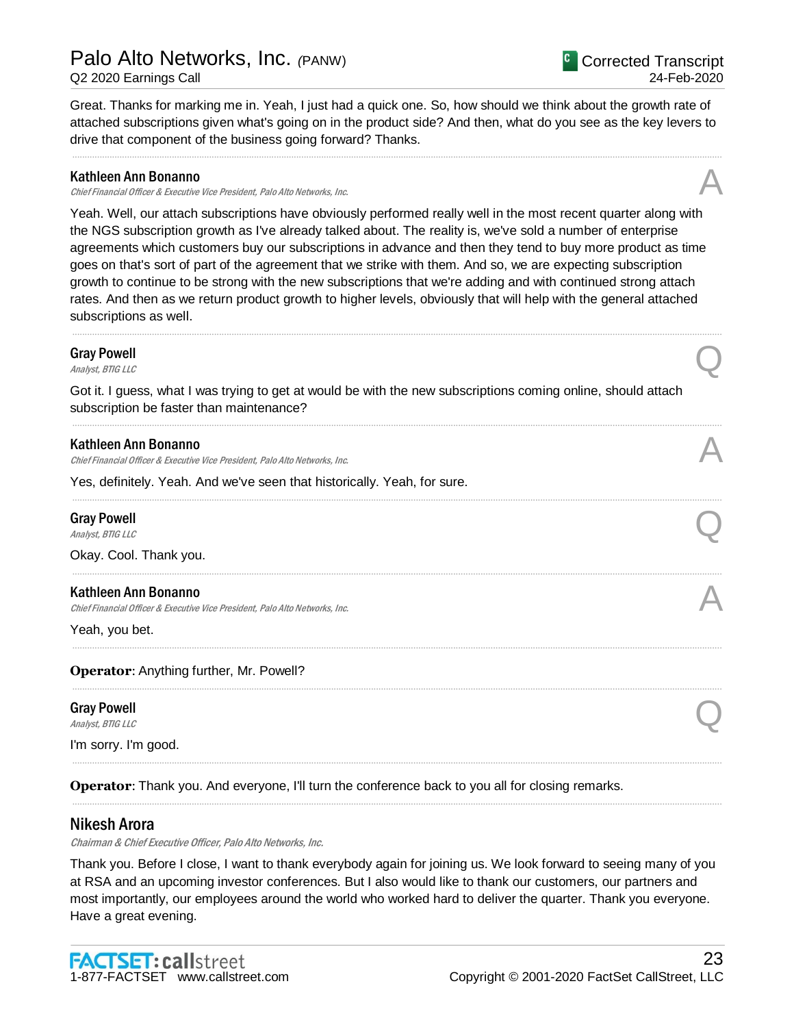Great. Thanks for marking me in. Yeah, I just had a quick one. So, how should we think about the growth rate of attached subscriptions given what's going on in the product side? And then, what do you see as the key levers to drive that component of the business going forward? Thanks.

---

**Kathleen Ann Bonanno**
*Chief Financial Officer & Executive Vice President, Palo Alto Networks, Inc.* — A

Yeah. Well, our attach subscriptions have obviously performed really well in the most recent quarter along with the NGS subscription growth as I've already talked about. The reality is, we've sold a number of enterprise agreements which customers buy our subscriptions in advance and then they tend to buy more product as time goes on that's sort of part of the agreement that we strike with them. And so, we are expecting subscription growth to continue to be strong with the new subscriptions that we're adding and with continued strong attach rates. And then as we return product growth to higher levels, obviously that will help with the general attached subscriptions as well.

---

**Gray Powell**
*Analyst, BTIG LLC* — Q

Got it. I guess, what I was trying to get at would be with the new subscriptions coming online, should attach subscription be faster than maintenance?

---

**Kathleen Ann Bonanno**
*Chief Financial Officer & Executive Vice President, Palo Alto Networks, Inc.* — A

Yes, definitely. Yeah. And we've seen that historically. Yeah, for sure.

---

**Gray Powell**
*Analyst, BTIG LLC* — Q

Okay. Cool. Thank you.

---

**Kathleen Ann Bonanno**
*Chief Financial Officer & Executive Vice President, Palo Alto Networks, Inc.* — A

Yeah, you bet.

---

**Operator**: Anything further, Mr. Powell?

---

**Gray Powell**
*Analyst, BTIG LLC* — Q

I'm sorry. I'm good.

---

**Operator**: Thank you. And everyone, I'll turn the conference back to you all for closing remarks.

---

## Nikesh Arora
*Chairman & Chief Executive Officer, Palo Alto Networks, Inc.*

Thank you. Before I close, I want to thank everybody again for joining us. We look forward to seeing many of you at RSA and an upcoming investor conferences. But I also would like to thank our customers, our partners and most importantly, our employees around the world who worked hard to deliver the quarter. Thank you everyone. Have a great evening.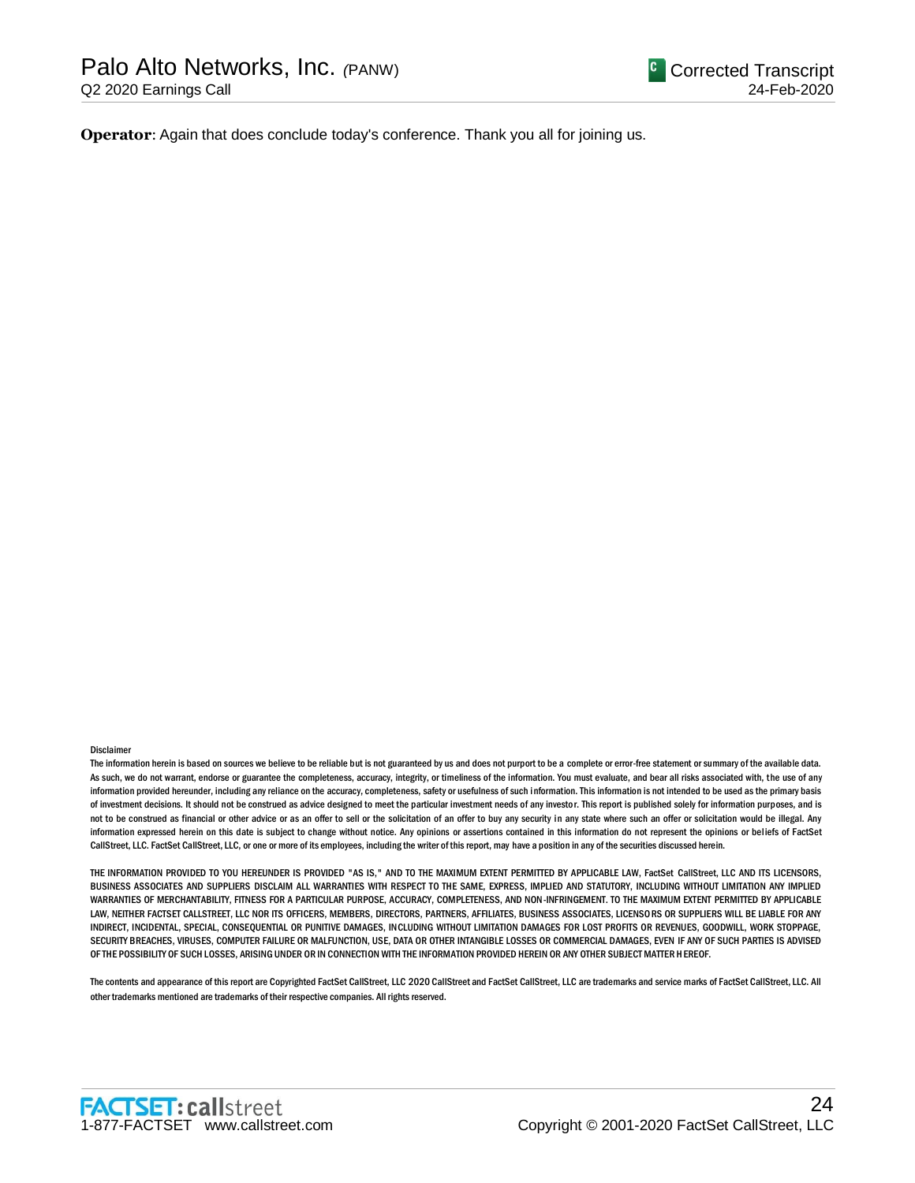**Operator**: Again that does conclude today's conference. Thank you all for joining us.

Disclaimer

The information herein is based on sources we believe to be reliable but is not guaranteed by us and does not purport to be a complete or error-free statement or summary of the available data. As such, we do not warrant, endorse or guarantee the completeness, accuracy, integrity, or timeliness of the information. You must evaluate, and bear all risks associated with, the use of any information provided hereunder, including any reliance on the accuracy, completeness, safety or usefulness of such information. This information is not intended to be used as the primary basis of investment decisions. It should not be construed as advice designed to meet the particular investment needs of any investor. This report is published solely for information purposes, and is not to be construed as financial or other advice or as an offer to sell or the solicitation of an offer to buy any security in any state where such an offer or solicitation would be illegal. Any information expressed herein on this date is subject to change without notice. Any opinions or assertions contained in this information do not represent the opinions or beliefs of FactSet CallStreet, LLC. FactSet CallStreet, LLC, or one or more of its employees, including the writer of this report, may have a position in any of the securities discussed herein.

THE INFORMATION PROVIDED TO YOU HEREUNDER IS PROVIDED "AS IS," AND TO THE MAXIMUM EXTENT PERMITTED BY APPLICABLE LAW, FactSet CallStreet, LLC AND ITS LICENSORS, BUSINESS ASSOCIATES AND SUPPLIERS DISCLAIM ALL WARRANTIES WITH RESPECT TO THE SAME, EXPRESS, IMPLIED AND STATUTORY, INCLUDING WITHOUT LIMITATION ANY IMPLIED WARRANTIES OF MERCHANTABILITY, FITNESS FOR A PARTICULAR PURPOSE, ACCURACY, COMPLETENESS, AND NON-INFRINGEMENT. TO THE MAXIMUM EXTENT PERMITTED BY APPLICABLE LAW, NEITHER FACTSET CALLSTREET, LLC NOR ITS OFFICERS, MEMBERS, DIRECTORS, PARTNERS, AFFILIATES, BUSINESS ASSOCIATES, LICENSORS OR SUPPLIERS WILL BE LIABLE FOR ANY INDIRECT, INCIDENTAL, SPECIAL, CONSEQUENTIAL OR PUNITIVE DAMAGES, INCLUDING WITHOUT LIMITATION DAMAGES FOR LOST PROFITS OR REVENUES, GOODWILL, WORK STOPPAGE, SECURITY BREACHES, VIRUSES, COMPUTER FAILURE OR MALFUNCTION, USE, DATA OR OTHER INTANGIBLE LOSSES OR COMMERCIAL DAMAGES, EVEN IF ANY OF SUCH PARTIES IS ADVISED OF THE POSSIBILITY OF SUCH LOSSES, ARISING UNDER OR IN CONNECTION WITH THE INFORMATION PROVIDED HEREIN OR ANY OTHER SUBJECT MATTER HEREOF.

The contents and appearance of this report are Copyrighted FactSet CallStreet, LLC 2020 CallStreet and FactSet CallStreet, LLC are trademarks and service marks of FactSet CallStreet, LLC. All other trademarks mentioned are trademarks of their respective companies. All rights reserved.